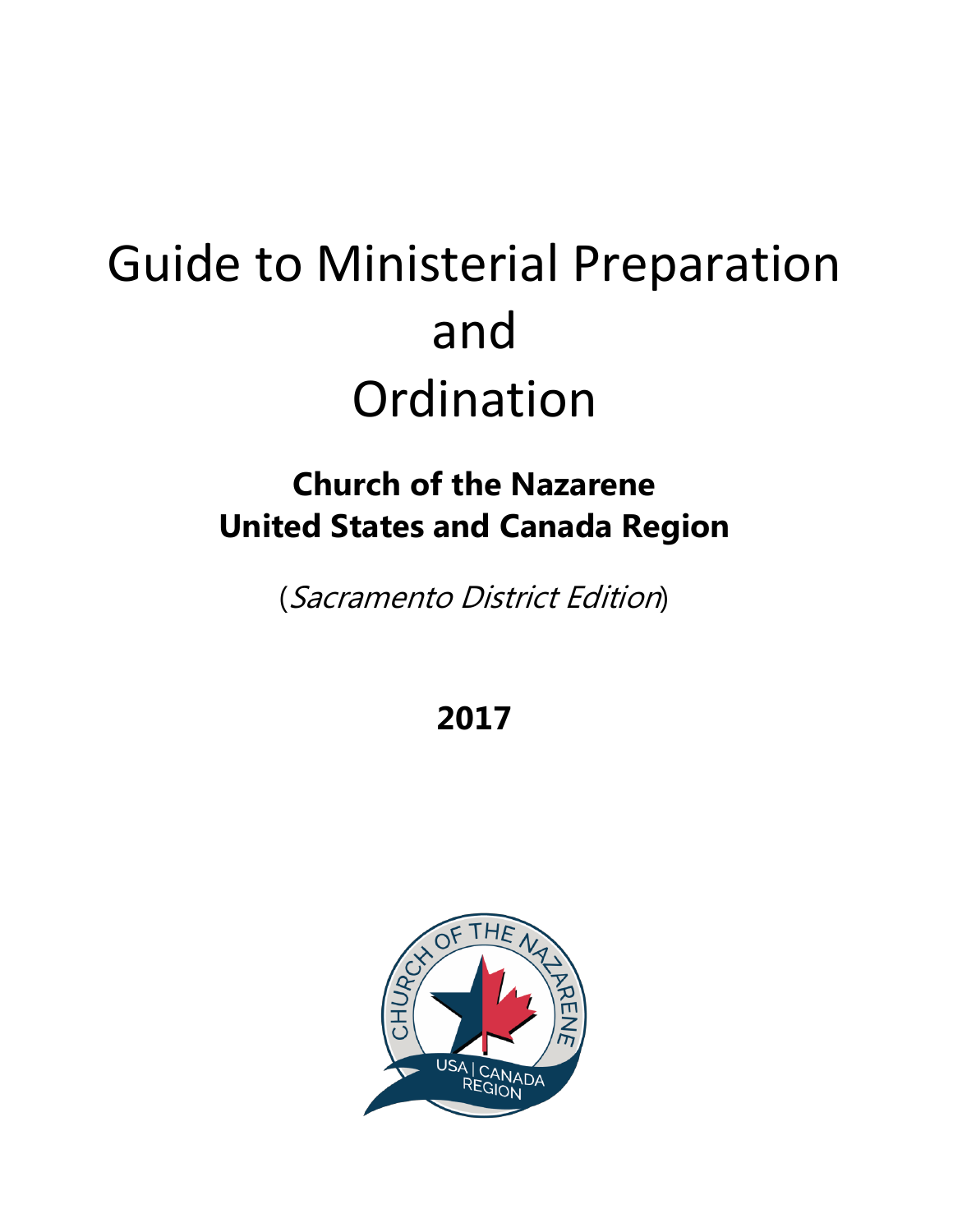# Guide to Ministerial Preparation and Ordination

## Church of the Nazarene
## United States and Canada Region

(*Sacramento District Edition*)

**2017**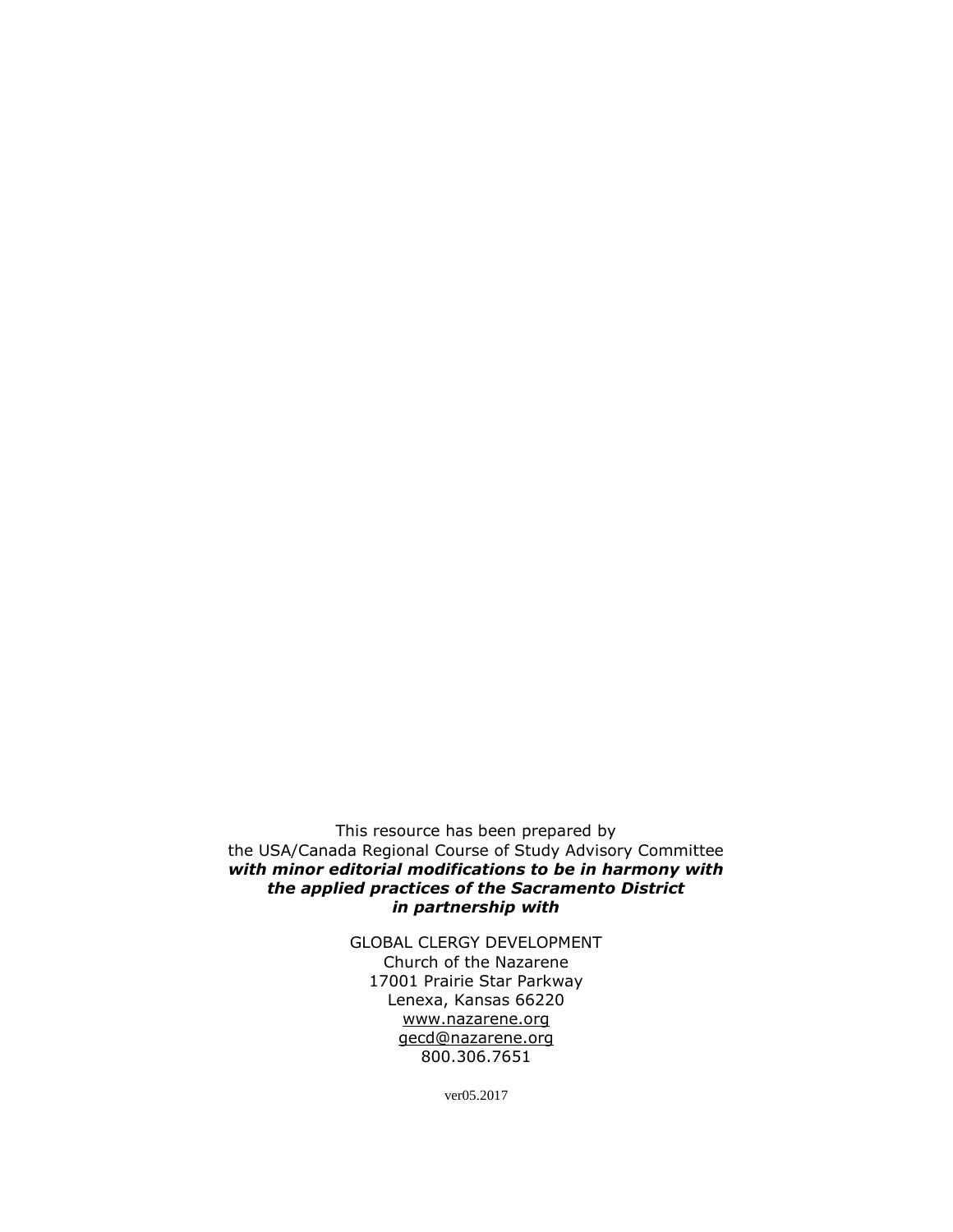This resource has been prepared by
the USA/Canada Regional Course of Study Advisory Committee
***with minor editorial modifications to be in harmony with the applied practices of the Sacramento District in partnership with***

GLOBAL CLERGY DEVELOPMENT
Church of the Nazarene
17001 Prairie Star Parkway
Lenexa, Kansas 66220
www.nazarene.org
gecd@nazarene.org
800.306.7651

ver05.2017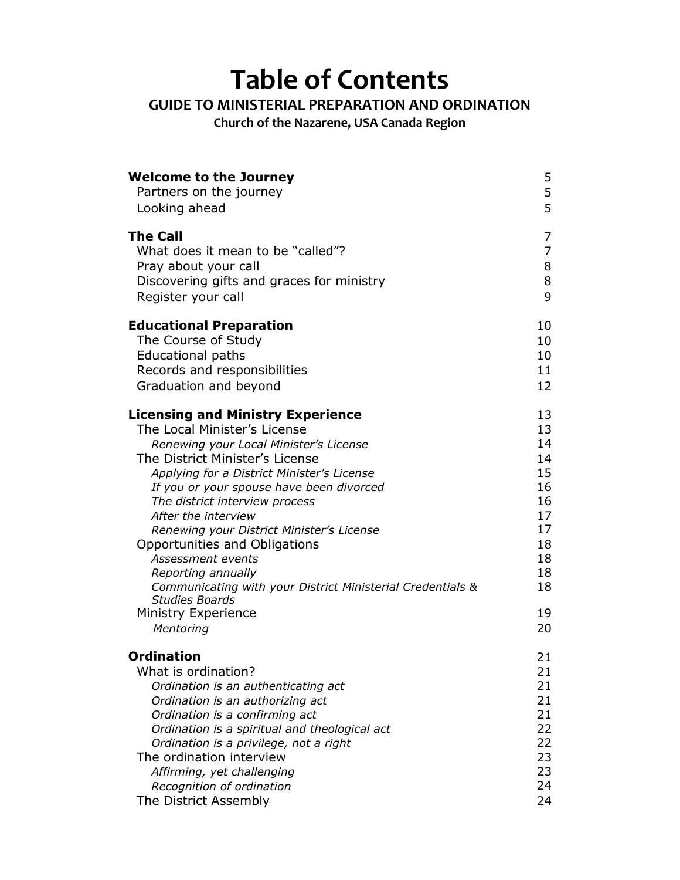# Table of Contents

## GUIDE TO MINISTERIAL PREPARATION AND ORDINATION

### Church of the Nazarene, USA Canada Region

| | |
|---|---|
| **Welcome to the Journey** | 5 |
| Partners on the journey | 5 |
| Looking ahead | 5 |
| **The Call** | 7 |
| What does it mean to be "called"? | 7 |
| Pray about your call | 8 |
| Discovering gifts and graces for ministry | 8 |
| Register your call | 9 |
| **Educational Preparation** | 10 |
| The Course of Study | 10 |
| Educational paths | 10 |
| Records and responsibilities | 11 |
| Graduation and beyond | 12 |
| **Licensing and Ministry Experience** | 13 |
| The Local Minister's License | 13 |
| *Renewing your Local Minister's License* | 14 |
| The District Minister's License | 14 |
| *Applying for a District Minister's License* | 15 |
| *If you or your spouse have been divorced* | 16 |
| *The district interview process* | 16 |
| *After the interview* | 17 |
| *Renewing your District Minister's License* | 17 |
| Opportunities and Obligations | 18 |
| *Assessment events* | 18 |
| *Reporting annually* | 18 |
| *Communicating with your District Ministerial Credentials & Studies Boards* | 18 |
| Ministry Experience | 19 |
| *Mentoring* | 20 |
| **Ordination** | 21 |
| What is ordination? | 21 |
| *Ordination is an authenticating act* | 21 |
| *Ordination is an authorizing act* | 21 |
| *Ordination is a confirming act* | 21 |
| *Ordination is a spiritual and theological act* | 22 |
| *Ordination is a privilege, not a right* | 22 |
| The ordination interview | 23 |
| *Affirming, yet challenging* | 23 |
| *Recognition of ordination* | 24 |
| The District Assembly | 24 |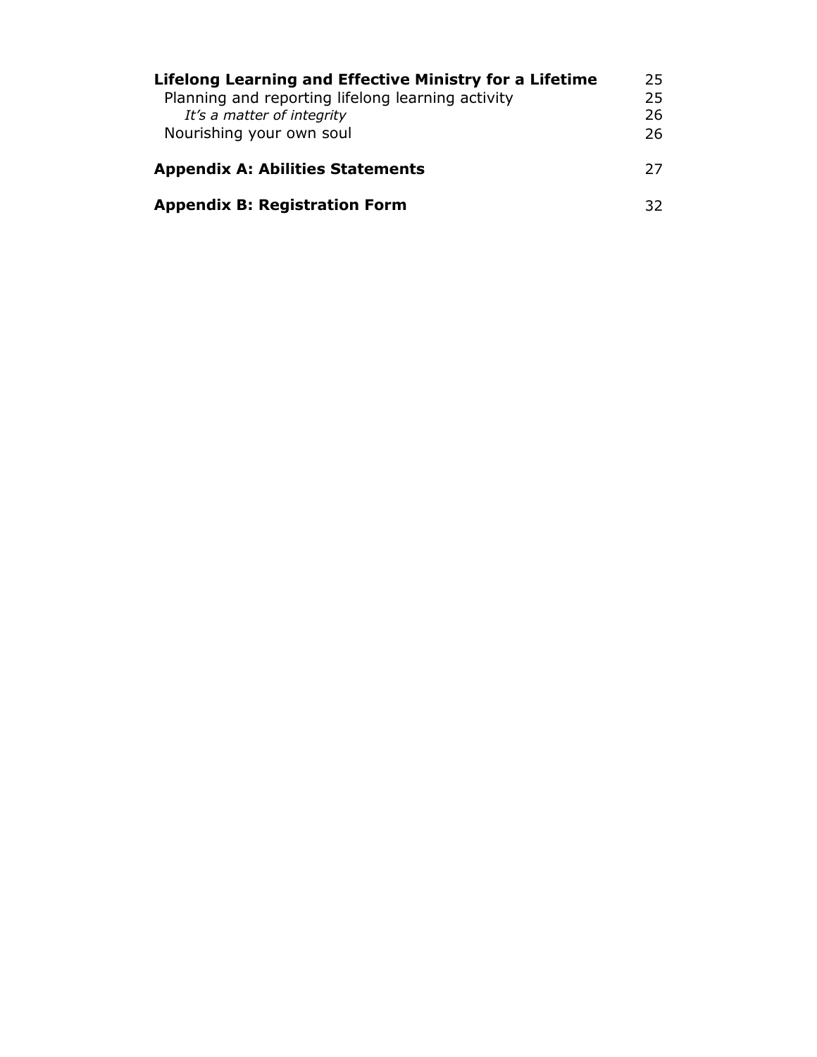| | |
|---|---|
| **Lifelong Learning and Effective Ministry for a Lifetime** | 25 |
| Planning and reporting lifelong learning activity | 25 |
| *It's a matter of integrity* | 26 |
| Nourishing your own soul | 26 |
| **Appendix A: Abilities Statements** | 27 |
| **Appendix B: Registration Form** | 32 |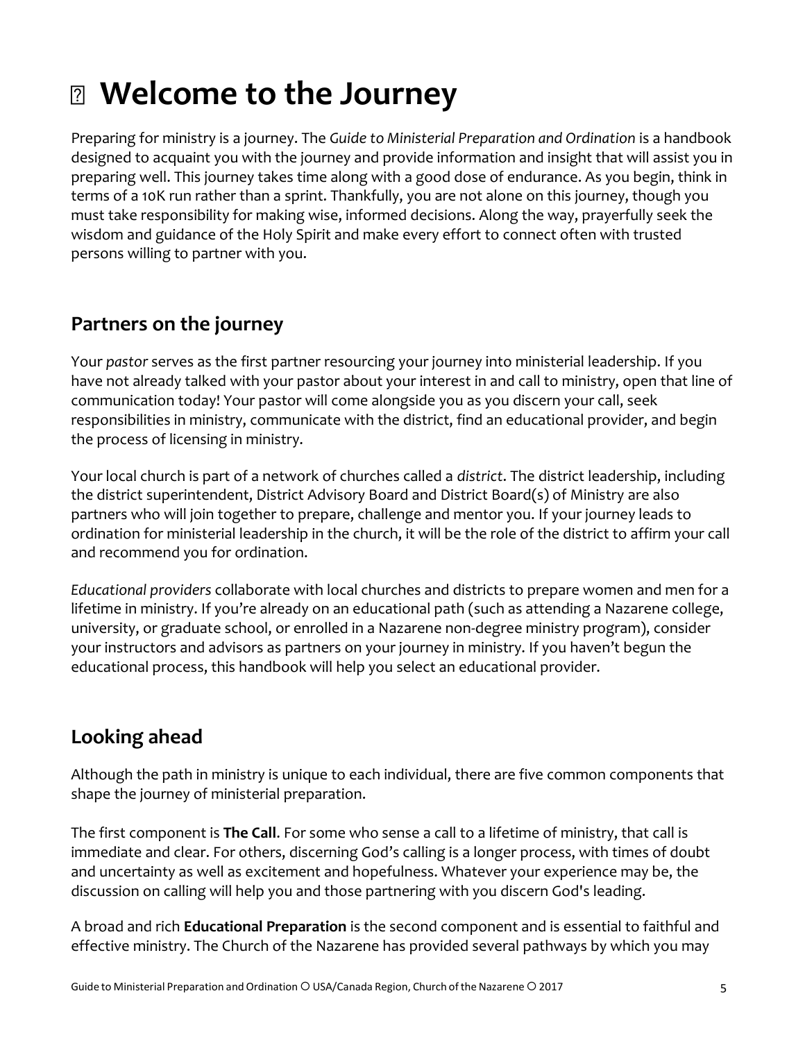# Welcome to the Journey

Preparing for ministry is a journey. The *Guide to Ministerial Preparation and Ordination* is a handbook designed to acquaint you with the journey and provide information and insight that will assist you in preparing well. This journey takes time along with a good dose of endurance. As you begin, think in terms of a 10K run rather than a sprint. Thankfully, you are not alone on this journey, though you must take responsibility for making wise, informed decisions. Along the way, prayerfully seek the wisdom and guidance of the Holy Spirit and make every effort to connect often with trusted persons willing to partner with you.

## Partners on the journey

Your *pastor* serves as the first partner resourcing your journey into ministerial leadership. If you have not already talked with your pastor about your interest in and call to ministry, open that line of communication today! Your pastor will come alongside you as you discern your call, seek responsibilities in ministry, communicate with the district, find an educational provider, and begin the process of licensing in ministry.

Your local church is part of a network of churches called a *district*. The district leadership, including the district superintendent, District Advisory Board and District Board(s) of Ministry are also partners who will join together to prepare, challenge and mentor you. If your journey leads to ordination for ministerial leadership in the church, it will be the role of the district to affirm your call and recommend you for ordination.

*Educational providers* collaborate with local churches and districts to prepare women and men for a lifetime in ministry. If you're already on an educational path (such as attending a Nazarene college, university, or graduate school, or enrolled in a Nazarene non-degree ministry program), consider your instructors and advisors as partners on your journey in ministry. If you haven't begun the educational process, this handbook will help you select an educational provider.

## Looking ahead

Although the path in ministry is unique to each individual, there are five common components that shape the journey of ministerial preparation.

The first component is **The Call**. For some who sense a call to a lifetime of ministry, that call is immediate and clear. For others, discerning God's calling is a longer process, with times of doubt and uncertainty as well as excitement and hopefulness. Whatever your experience may be, the discussion on calling will help you and those partnering with you discern God's leading.

A broad and rich **Educational Preparation** is the second component and is essential to faithful and effective ministry. The Church of the Nazarene has provided several pathways by which you may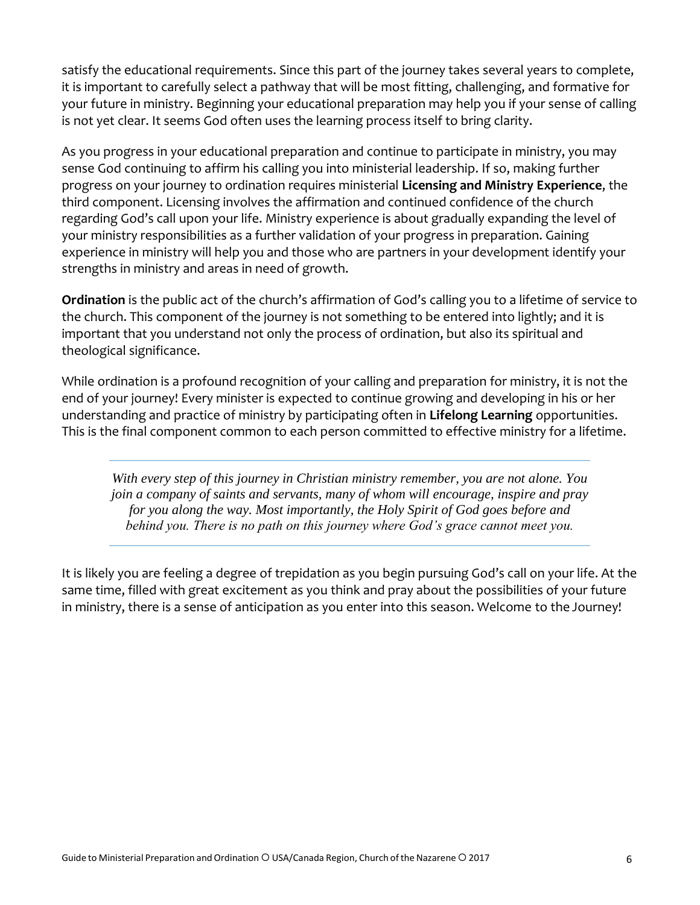satisfy the educational requirements. Since this part of the journey takes several years to complete, it is important to carefully select a pathway that will be most fitting, challenging, and formative for your future in ministry. Beginning your educational preparation may help you if your sense of calling is not yet clear. It seems God often uses the learning process itself to bring clarity.

As you progress in your educational preparation and continue to participate in ministry, you may sense God continuing to affirm his calling you into ministerial leadership. If so, making further progress on your journey to ordination requires ministerial **Licensing and Ministry Experience**, the third component. Licensing involves the affirmation and continued confidence of the church regarding God's call upon your life. Ministry experience is about gradually expanding the level of your ministry responsibilities as a further validation of your progress in preparation. Gaining experience in ministry will help you and those who are partners in your development identify your strengths in ministry and areas in need of growth.

**Ordination** is the public act of the church's affirmation of God's calling you to a lifetime of service to the church. This component of the journey is not something to be entered into lightly; and it is important that you understand not only the process of ordination, but also its spiritual and theological significance.

While ordination is a profound recognition of your calling and preparation for ministry, it is not the end of your journey! Every minister is expected to continue growing and developing in his or her understanding and practice of ministry by participating often in **Lifelong Learning** opportunities. This is the final component common to each person committed to effective ministry for a lifetime.

---

*With every step of this journey in Christian ministry remember, you are not alone. You join a company of saints and servants, many of whom will encourage, inspire and pray for you along the way. Most importantly, the Holy Spirit of God goes before and behind you. There is no path on this journey where God's grace cannot meet you.*

---

It is likely you are feeling a degree of trepidation as you begin pursuing God's call on your life. At the same time, filled with great excitement as you think and pray about the possibilities of your future in ministry, there is a sense of anticipation as you enter into this season. Welcome to the Journey!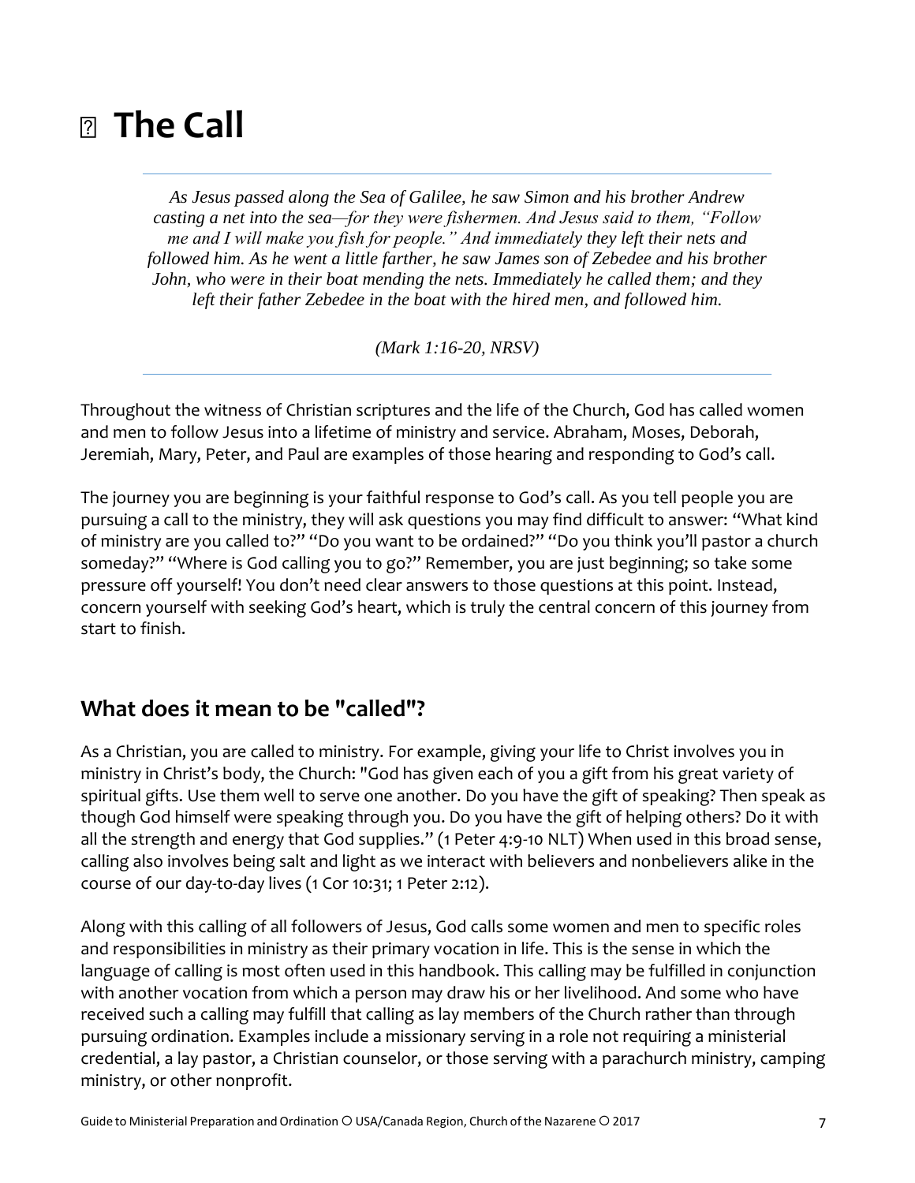# The Call

*As Jesus passed along the Sea of Galilee, he saw Simon and his brother Andrew casting a net into the sea—for they were fishermen. And Jesus said to them, "Follow me and I will make you fish for people." And immediately they left their nets and followed him. As he went a little farther, he saw James son of Zebedee and his brother John, who were in their boat mending the nets. Immediately he called them; and they left their father Zebedee in the boat with the hired men, and followed him.*

*(Mark 1:16-20, NRSV)*

Throughout the witness of Christian scriptures and the life of the Church, God has called women and men to follow Jesus into a lifetime of ministry and service. Abraham, Moses, Deborah, Jeremiah, Mary, Peter, and Paul are examples of those hearing and responding to God's call.

The journey you are beginning is your faithful response to God's call. As you tell people you are pursuing a call to the ministry, they will ask questions you may find difficult to answer: "What kind of ministry are you called to?" "Do you want to be ordained?" "Do you think you'll pastor a church someday?" "Where is God calling you to go?" Remember, you are just beginning; so take some pressure off yourself! You don't need clear answers to those questions at this point. Instead, concern yourself with seeking God's heart, which is truly the central concern of this journey from start to finish.

## What does it mean to be "called"?

As a Christian, you are called to ministry. For example, giving your life to Christ involves you in ministry in Christ's body, the Church: "God has given each of you a gift from his great variety of spiritual gifts. Use them well to serve one another. Do you have the gift of speaking? Then speak as though God himself were speaking through you. Do you have the gift of helping others? Do it with all the strength and energy that God supplies." (1 Peter 4:9-10 NLT) When used in this broad sense, calling also involves being salt and light as we interact with believers and nonbelievers alike in the course of our day-to-day lives (1 Cor 10:31; 1 Peter 2:12).

Along with this calling of all followers of Jesus, God calls some women and men to specific roles and responsibilities in ministry as their primary vocation in life. This is the sense in which the language of calling is most often used in this handbook. This calling may be fulfilled in conjunction with another vocation from which a person may draw his or her livelihood. And some who have received such a calling may fulfill that calling as lay members of the Church rather than through pursuing ordination. Examples include a missionary serving in a role not requiring a ministerial credential, a lay pastor, a Christian counselor, or those serving with a parachurch ministry, camping ministry, or other nonprofit.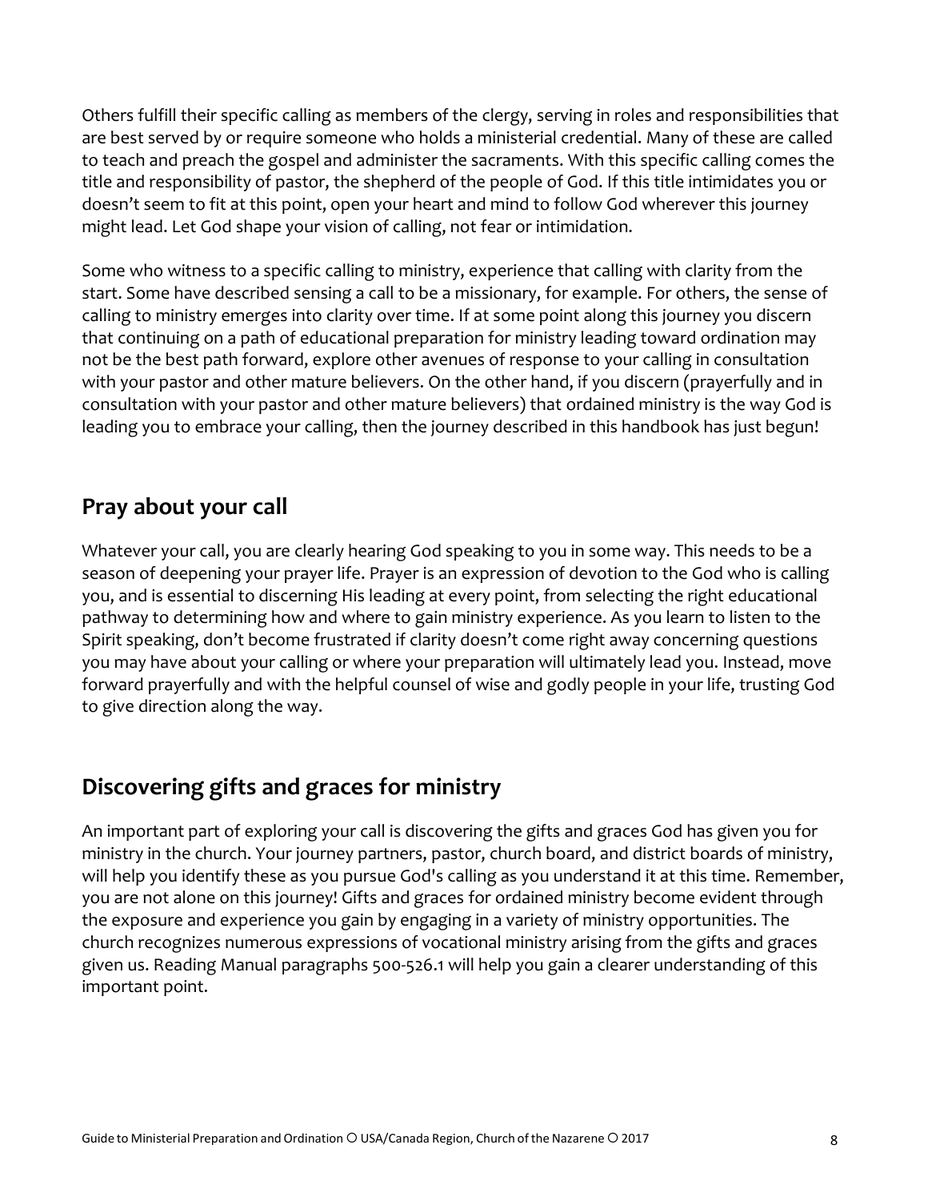Others fulfill their specific calling as members of the clergy, serving in roles and responsibilities that are best served by or require someone who holds a ministerial credential. Many of these are called to teach and preach the gospel and administer the sacraments. With this specific calling comes the title and responsibility of pastor, the shepherd of the people of God. If this title intimidates you or doesn't seem to fit at this point, open your heart and mind to follow God wherever this journey might lead. Let God shape your vision of calling, not fear or intimidation.

Some who witness to a specific calling to ministry, experience that calling with clarity from the start. Some have described sensing a call to be a missionary, for example. For others, the sense of calling to ministry emerges into clarity over time. If at some point along this journey you discern that continuing on a path of educational preparation for ministry leading toward ordination may not be the best path forward, explore other avenues of response to your calling in consultation with your pastor and other mature believers. On the other hand, if you discern (prayerfully and in consultation with your pastor and other mature believers) that ordained ministry is the way God is leading you to embrace your calling, then the journey described in this handbook has just begun!

## Pray about your call

Whatever your call, you are clearly hearing God speaking to you in some way. This needs to be a season of deepening your prayer life. Prayer is an expression of devotion to the God who is calling you, and is essential to discerning His leading at every point, from selecting the right educational pathway to determining how and where to gain ministry experience. As you learn to listen to the Spirit speaking, don't become frustrated if clarity doesn't come right away concerning questions you may have about your calling or where your preparation will ultimately lead you. Instead, move forward prayerfully and with the helpful counsel of wise and godly people in your life, trusting God to give direction along the way.

## Discovering gifts and graces for ministry

An important part of exploring your call is discovering the gifts and graces God has given you for ministry in the church. Your journey partners, pastor, church board, and district boards of ministry, will help you identify these as you pursue God's calling as you understand it at this time. Remember, you are not alone on this journey! Gifts and graces for ordained ministry become evident through the exposure and experience you gain by engaging in a variety of ministry opportunities. The church recognizes numerous expressions of vocational ministry arising from the gifts and graces given us. Reading Manual paragraphs 500-526.1 will help you gain a clearer understanding of this important point.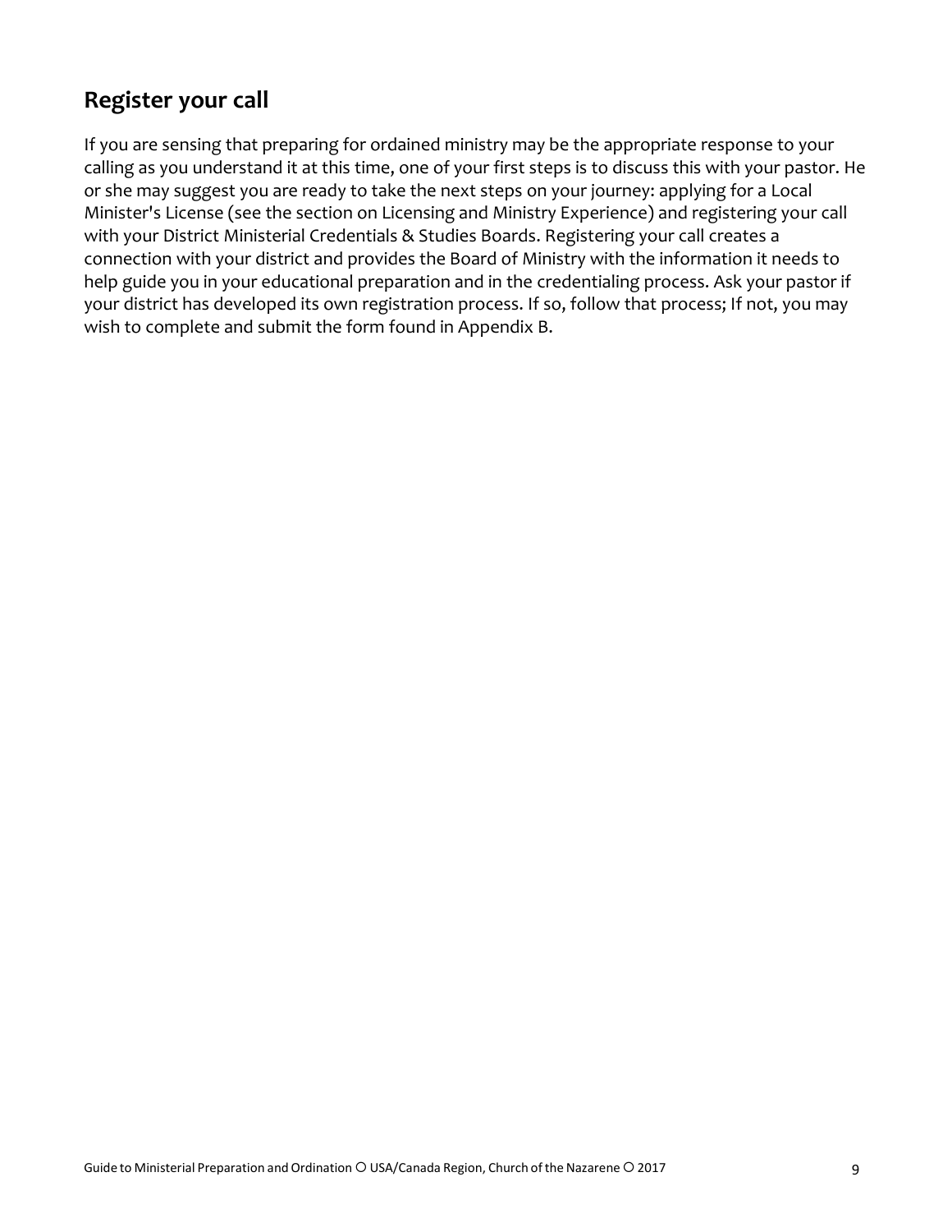## Register your call

If you are sensing that preparing for ordained ministry may be the appropriate response to your calling as you understand it at this time, one of your first steps is to discuss this with your pastor. He or she may suggest you are ready to take the next steps on your journey: applying for a Local Minister's License (see the section on Licensing and Ministry Experience) and registering your call with your District Ministerial Credentials & Studies Boards. Registering your call creates a connection with your district and provides the Board of Ministry with the information it needs to help guide you in your educational preparation and in the credentialing process. Ask your pastor if your district has developed its own registration process. If so, follow that process; If not, you may wish to complete and submit the form found in Appendix B.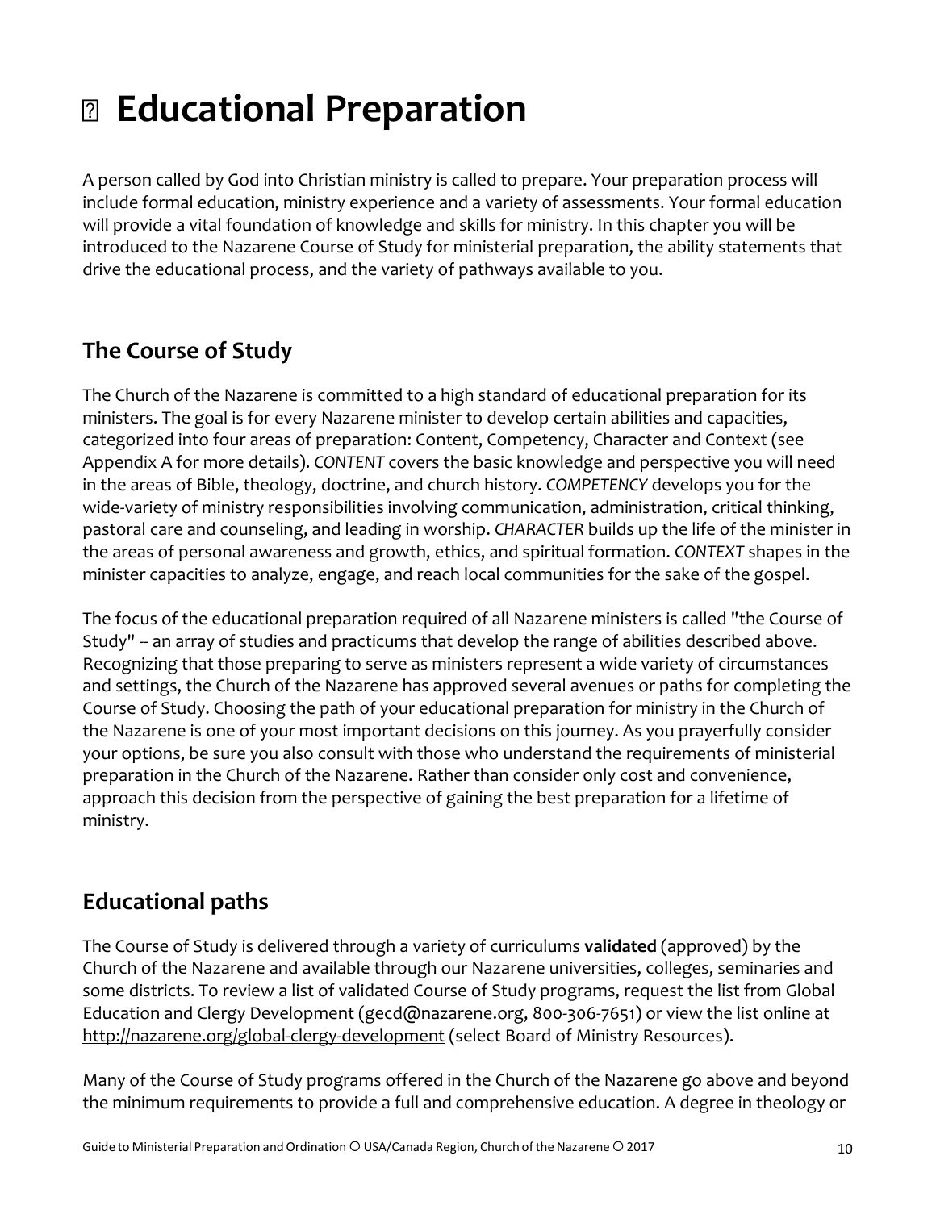# Educational Preparation

A person called by God into Christian ministry is called to prepare. Your preparation process will include formal education, ministry experience and a variety of assessments. Your formal education will provide a vital foundation of knowledge and skills for ministry. In this chapter you will be introduced to the Nazarene Course of Study for ministerial preparation, the ability statements that drive the educational process, and the variety of pathways available to you.

## The Course of Study

The Church of the Nazarene is committed to a high standard of educational preparation for its ministers. The goal is for every Nazarene minister to develop certain abilities and capacities, categorized into four areas of preparation: Content, Competency, Character and Context (see Appendix A for more details). *CONTENT* covers the basic knowledge and perspective you will need in the areas of Bible, theology, doctrine, and church history. *COMPETENCY* develops you for the wide-variety of ministry responsibilities involving communication, administration, critical thinking, pastoral care and counseling, and leading in worship. *CHARACTER* builds up the life of the minister in the areas of personal awareness and growth, ethics, and spiritual formation. *CONTEXT* shapes in the minister capacities to analyze, engage, and reach local communities for the sake of the gospel.

The focus of the educational preparation required of all Nazarene ministers is called "the Course of Study" -- an array of studies and practicums that develop the range of abilities described above. Recognizing that those preparing to serve as ministers represent a wide variety of circumstances and settings, the Church of the Nazarene has approved several avenues or paths for completing the Course of Study. Choosing the path of your educational preparation for ministry in the Church of the Nazarene is one of your most important decisions on this journey. As you prayerfully consider your options, be sure you also consult with those who understand the requirements of ministerial preparation in the Church of the Nazarene. Rather than consider only cost and convenience, approach this decision from the perspective of gaining the best preparation for a lifetime of ministry.

## Educational paths

The Course of Study is delivered through a variety of curriculums **validated** (approved) by the Church of the Nazarene and available through our Nazarene universities, colleges, seminaries and some districts. To review a list of validated Course of Study programs, request the list from Global Education and Clergy Development (gecd@nazarene.org, 800-306-7651) or view the list online at http://nazarene.org/global-clergy-development (select Board of Ministry Resources).

Many of the Course of Study programs offered in the Church of the Nazarene go above and beyond the minimum requirements to provide a full and comprehensive education. A degree in theology or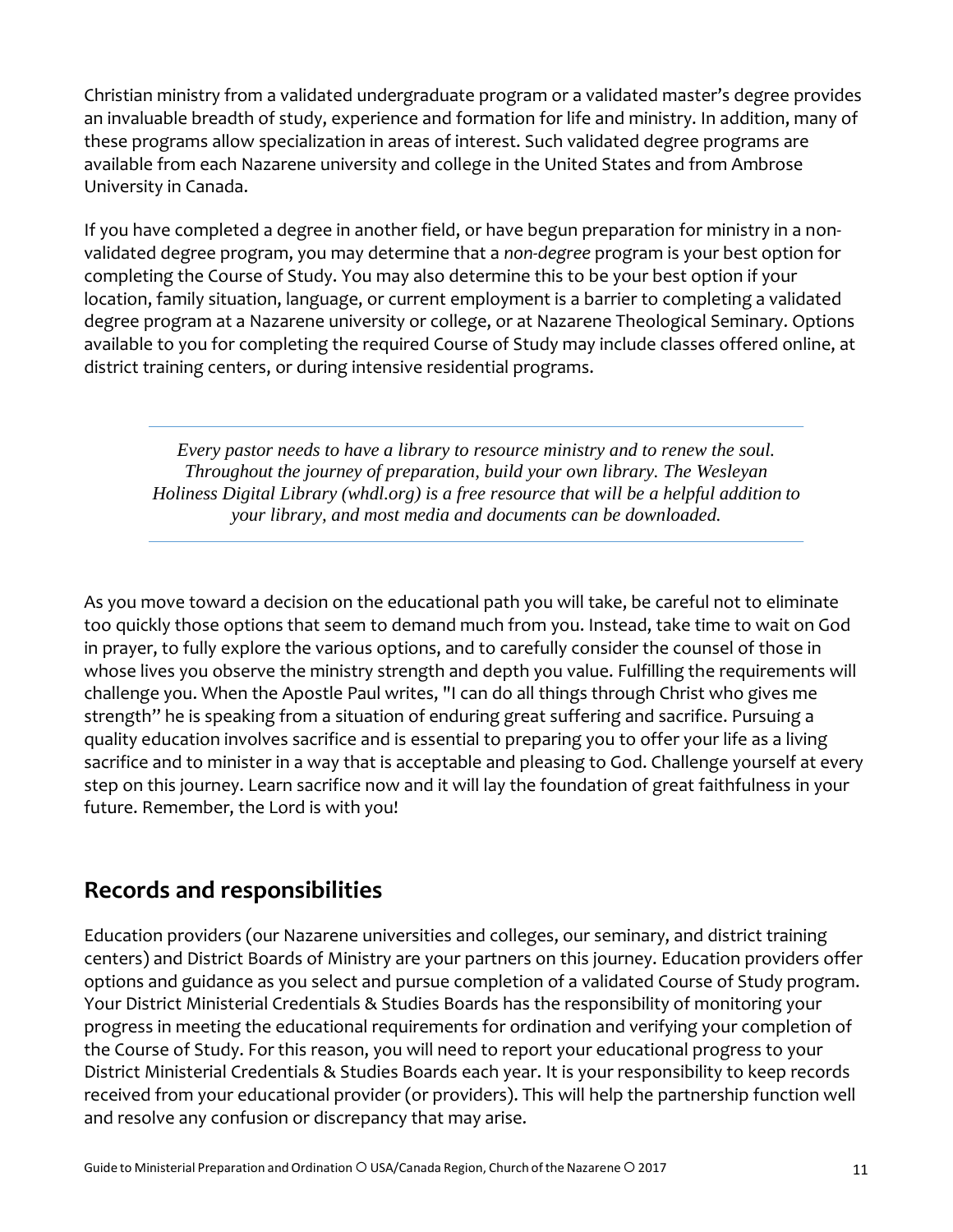Christian ministry from a validated undergraduate program or a validated master's degree provides an invaluable breadth of study, experience and formation for life and ministry. In addition, many of these programs allow specialization in areas of interest. Such validated degree programs are available from each Nazarene university and college in the United States and from Ambrose University in Canada.

If you have completed a degree in another field, or have begun preparation for ministry in a non-validated degree program, you may determine that a *non-degree* program is your best option for completing the Course of Study. You may also determine this to be your best option if your location, family situation, language, or current employment is a barrier to completing a validated degree program at a Nazarene university or college, or at Nazarene Theological Seminary. Options available to you for completing the required Course of Study may include classes offered online, at district training centers, or during intensive residential programs.

---

*Every pastor needs to have a library to resource ministry and to renew the soul. Throughout the journey of preparation, build your own library. The Wesleyan Holiness Digital Library (whdl.org) is a free resource that will be a helpful addition to your library, and most media and documents can be downloaded.*

---

As you move toward a decision on the educational path you will take, be careful not to eliminate too quickly those options that seem to demand much from you. Instead, take time to wait on God in prayer, to fully explore the various options, and to carefully consider the counsel of those in whose lives you observe the ministry strength and depth you value. Fulfilling the requirements will challenge you. When the Apostle Paul writes, "I can do all things through Christ who gives me strength" he is speaking from a situation of enduring great suffering and sacrifice. Pursuing a quality education involves sacrifice and is essential to preparing you to offer your life as a living sacrifice and to minister in a way that is acceptable and pleasing to God. Challenge yourself at every step on this journey. Learn sacrifice now and it will lay the foundation of great faithfulness in your future. Remember, the Lord is with you!

## Records and responsibilities

Education providers (our Nazarene universities and colleges, our seminary, and district training centers) and District Boards of Ministry are your partners on this journey. Education providers offer options and guidance as you select and pursue completion of a validated Course of Study program. Your District Ministerial Credentials & Studies Boards has the responsibility of monitoring your progress in meeting the educational requirements for ordination and verifying your completion of the Course of Study. For this reason, you will need to report your educational progress to your District Ministerial Credentials & Studies Boards each year. It is your responsibility to keep records received from your educational provider (or providers). This will help the partnership function well and resolve any confusion or discrepancy that may arise.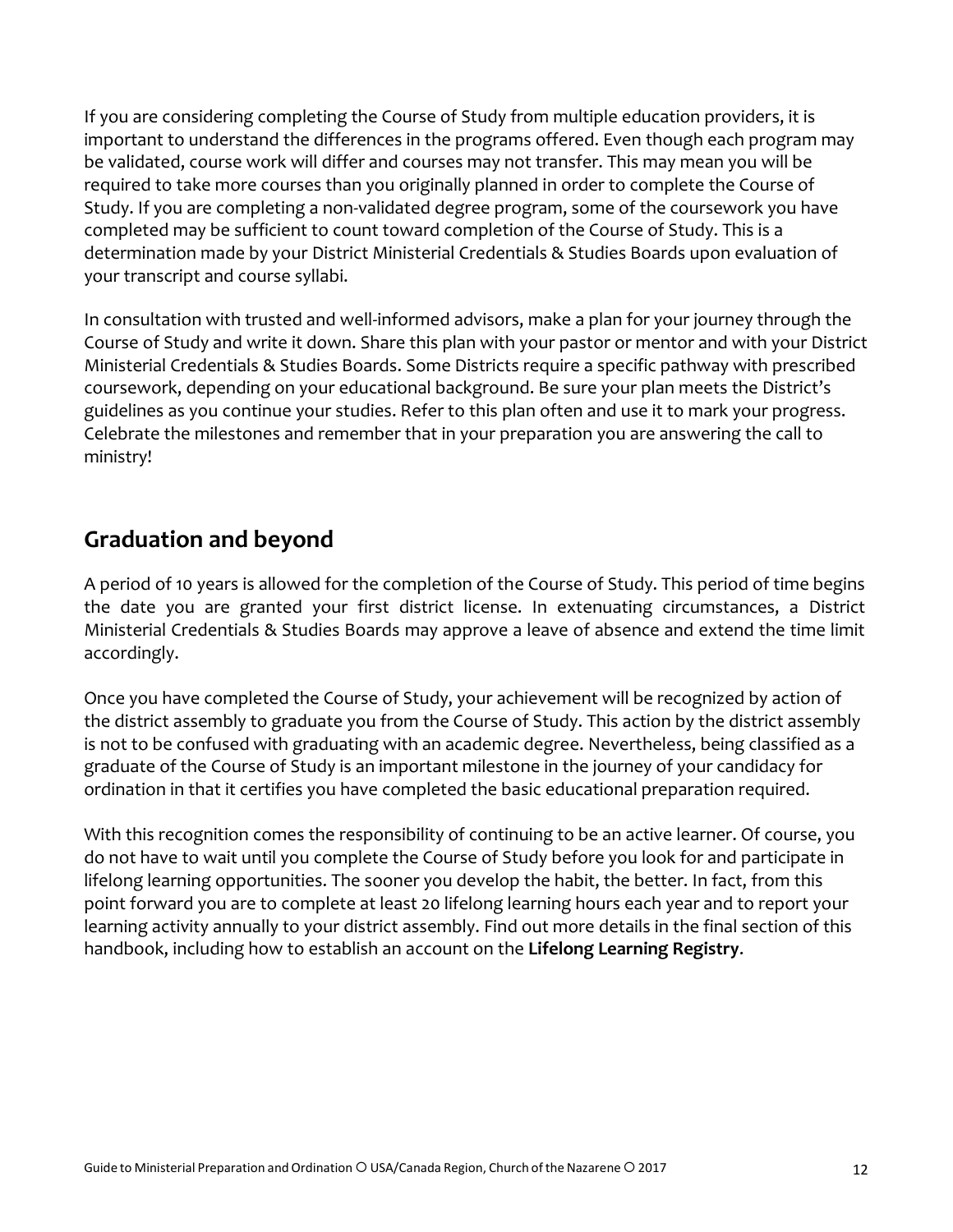If you are considering completing the Course of Study from multiple education providers, it is important to understand the differences in the programs offered. Even though each program may be validated, course work will differ and courses may not transfer. This may mean you will be required to take more courses than you originally planned in order to complete the Course of Study. If you are completing a non-validated degree program, some of the coursework you have completed may be sufficient to count toward completion of the Course of Study. This is a determination made by your District Ministerial Credentials & Studies Boards upon evaluation of your transcript and course syllabi.

In consultation with trusted and well-informed advisors, make a plan for your journey through the Course of Study and write it down. Share this plan with your pastor or mentor and with your District Ministerial Credentials & Studies Boards. Some Districts require a specific pathway with prescribed coursework, depending on your educational background. Be sure your plan meets the District's guidelines as you continue your studies. Refer to this plan often and use it to mark your progress. Celebrate the milestones and remember that in your preparation you are answering the call to ministry!

## Graduation and beyond

A period of 10 years is allowed for the completion of the Course of Study. This period of time begins the date you are granted your first district license. In extenuating circumstances, a District Ministerial Credentials & Studies Boards may approve a leave of absence and extend the time limit accordingly.

Once you have completed the Course of Study, your achievement will be recognized by action of the district assembly to graduate you from the Course of Study. This action by the district assembly is not to be confused with graduating with an academic degree. Nevertheless, being classified as a graduate of the Course of Study is an important milestone in the journey of your candidacy for ordination in that it certifies you have completed the basic educational preparation required.

With this recognition comes the responsibility of continuing to be an active learner. Of course, you do not have to wait until you complete the Course of Study before you look for and participate in lifelong learning opportunities. The sooner you develop the habit, the better. In fact, from this point forward you are to complete at least 20 lifelong learning hours each year and to report your learning activity annually to your district assembly. Find out more details in the final section of this handbook, including how to establish an account on the **Lifelong Learning Registry**.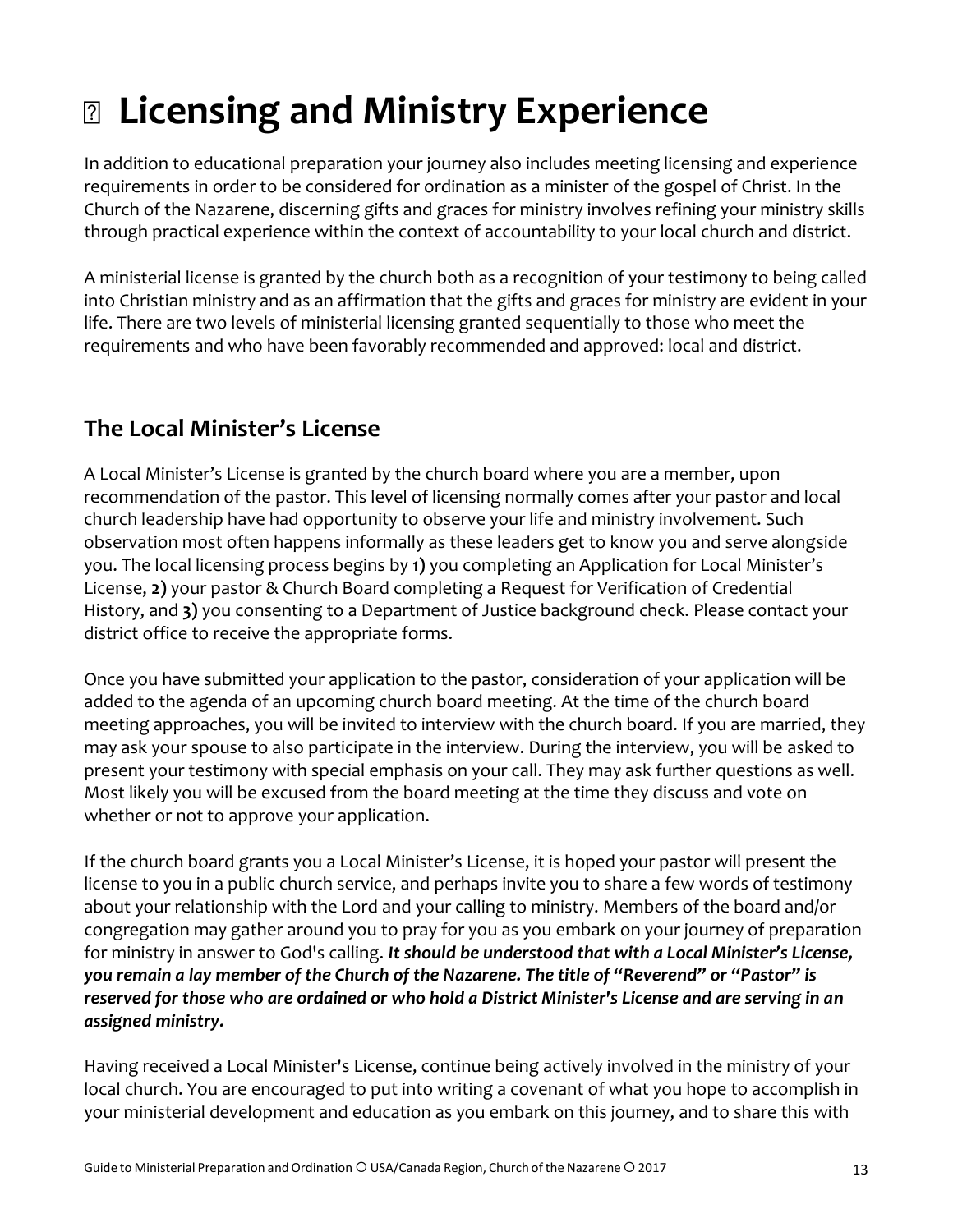#  Licensing and Ministry Experience

In addition to educational preparation your journey also includes meeting licensing and experience requirements in order to be considered for ordination as a minister of the gospel of Christ. In the Church of the Nazarene, discerning gifts and graces for ministry involves refining your ministry skills through practical experience within the context of accountability to your local church and district.

A ministerial license is granted by the church both as a recognition of your testimony to being called into Christian ministry and as an affirmation that the gifts and graces for ministry are evident in your life. There are two levels of ministerial licensing granted sequentially to those who meet the requirements and who have been favorably recommended and approved: local and district.

## The Local Minister's License

A Local Minister's License is granted by the church board where you are a member, upon recommendation of the pastor. This level of licensing normally comes after your pastor and local church leadership have had opportunity to observe your life and ministry involvement. Such observation most often happens informally as these leaders get to know you and serve alongside you. The local licensing process begins by **1)** you completing an Application for Local Minister's License, **2)** your pastor & Church Board completing a Request for Verification of Credential History, and **3)** you consenting to a Department of Justice background check. Please contact your district office to receive the appropriate forms.

Once you have submitted your application to the pastor, consideration of your application will be added to the agenda of an upcoming church board meeting. At the time of the church board meeting approaches, you will be invited to interview with the church board. If you are married, they may ask your spouse to also participate in the interview. During the interview, you will be asked to present your testimony with special emphasis on your call. They may ask further questions as well. Most likely you will be excused from the board meeting at the time they discuss and vote on whether or not to approve your application.

If the church board grants you a Local Minister's License, it is hoped your pastor will present the license to you in a public church service, and perhaps invite you to share a few words of testimony about your relationship with the Lord and your calling to ministry. Members of the board and/or congregation may gather around you to pray for you as you embark on your journey of preparation for ministry in answer to God's calling. ***It should be understood that with a Local Minister's License, you remain a lay member of the Church of the Nazarene. The title of "Reverend" or "Pastor" is reserved for those who are ordained or who hold a District Minister's License and are serving in an assigned ministry.***

Having received a Local Minister's License, continue being actively involved in the ministry of your local church. You are encouraged to put into writing a covenant of what you hope to accomplish in your ministerial development and education as you embark on this journey, and to share this with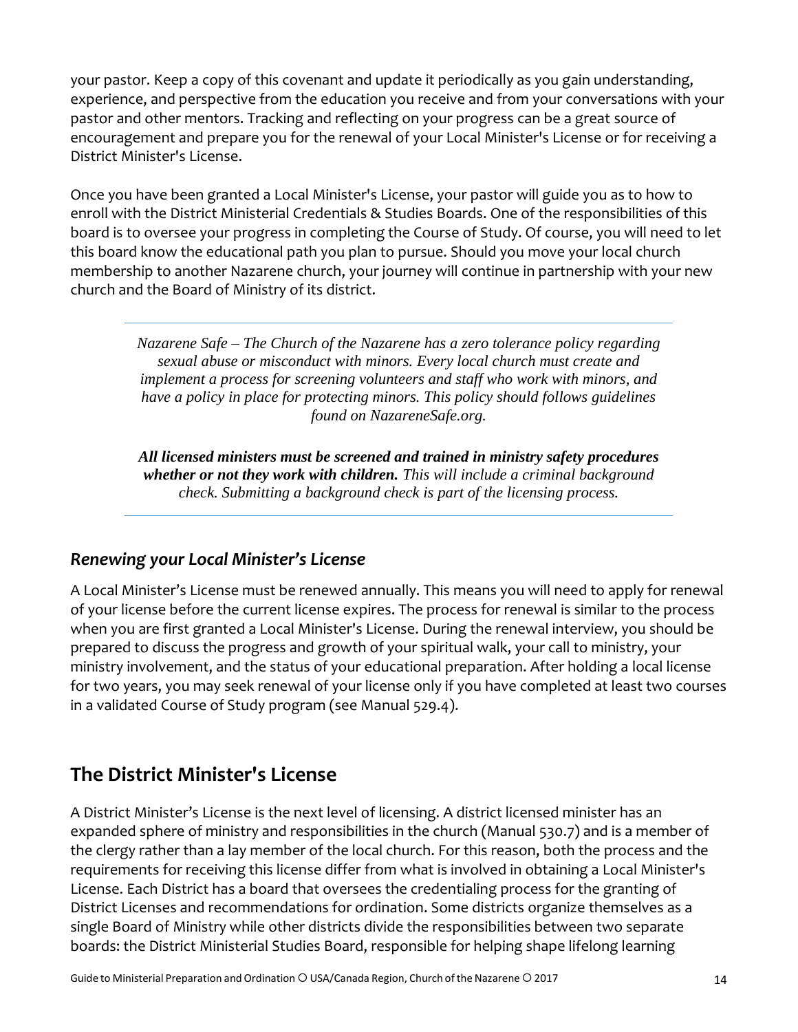your pastor. Keep a copy of this covenant and update it periodically as you gain understanding, experience, and perspective from the education you receive and from your conversations with your pastor and other mentors. Tracking and reflecting on your progress can be a great source of encouragement and prepare you for the renewal of your Local Minister's License or for receiving a District Minister's License.

Once you have been granted a Local Minister's License, your pastor will guide you as to how to enroll with the District Ministerial Credentials & Studies Boards. One of the responsibilities of this board is to oversee your progress in completing the Course of Study. Of course, you will need to let this board know the educational path you plan to pursue. Should you move your local church membership to another Nazarene church, your journey will continue in partnership with your new church and the Board of Ministry of its district.

---

*Nazarene Safe – The Church of the Nazarene has a zero tolerance policy regarding sexual abuse or misconduct with minors. Every local church must create and implement a process for screening volunteers and staff who work with minors, and have a policy in place for protecting minors. This policy should follows guidelines found on NazareneSafe.org.*

***All licensed ministers must be screened and trained in ministry safety procedures whether or not they work with children.*** *This will include a criminal background check. Submitting a background check is part of the licensing process.*

---

### *Renewing your Local Minister's License*

A Local Minister's License must be renewed annually. This means you will need to apply for renewal of your license before the current license expires. The process for renewal is similar to the process when you are first granted a Local Minister's License. During the renewal interview, you should be prepared to discuss the progress and growth of your spiritual walk, your call to ministry, your ministry involvement, and the status of your educational preparation. After holding a local license for two years, you may seek renewal of your license only if you have completed at least two courses in a validated Course of Study program (see Manual 529.4).

## The District Minister's License

A District Minister's License is the next level of licensing. A district licensed minister has an expanded sphere of ministry and responsibilities in the church (Manual 530.7) and is a member of the clergy rather than a lay member of the local church. For this reason, both the process and the requirements for receiving this license differ from what is involved in obtaining a Local Minister's License. Each District has a board that oversees the credentialing process for the granting of District Licenses and recommendations for ordination. Some districts organize themselves as a single Board of Ministry while other districts divide the responsibilities between two separate boards: the District Ministerial Studies Board, responsible for helping shape lifelong learning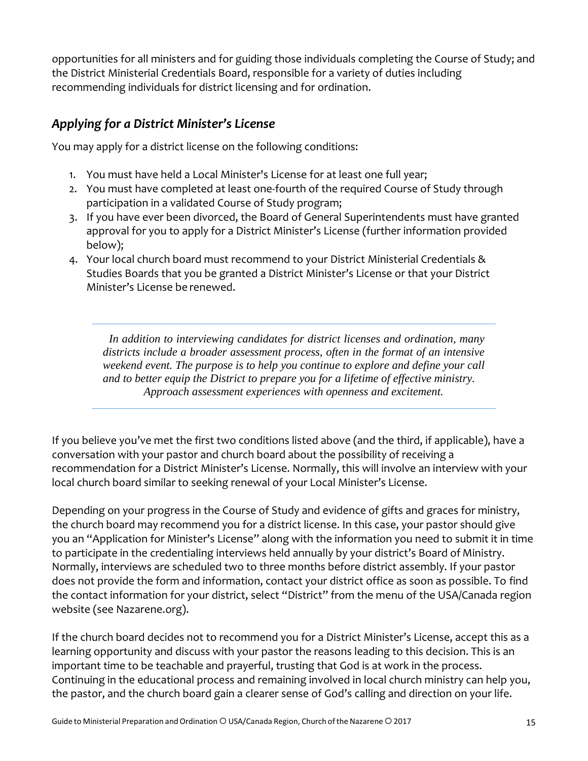opportunities for all ministers and for guiding those individuals completing the Course of Study; and the District Ministerial Credentials Board, responsible for a variety of duties including recommending individuals for district licensing and for ordination.

### *Applying for a District Minister's License*

You may apply for a district license on the following conditions:

1. You must have held a Local Minister's License for at least one full year;
2. You must have completed at least one-fourth of the required Course of Study through participation in a validated Course of Study program;
3. If you have ever been divorced, the Board of General Superintendents must have granted approval for you to apply for a District Minister's License (further information provided below);
4. Your local church board must recommend to your District Ministerial Credentials & Studies Boards that you be granted a District Minister's License or that your District Minister's License be renewed.

---

> *In addition to interviewing candidates for district licenses and ordination, many districts include a broader assessment process, often in the format of an intensive weekend event. The purpose is to help you continue to explore and define your call and to better equip the District to prepare you for a lifetime of effective ministry. Approach assessment experiences with openness and excitement.*

---

If you believe you've met the first two conditions listed above (and the third, if applicable), have a conversation with your pastor and church board about the possibility of receiving a recommendation for a District Minister's License. Normally, this will involve an interview with your local church board similar to seeking renewal of your Local Minister's License.

Depending on your progress in the Course of Study and evidence of gifts and graces for ministry, the church board may recommend you for a district license. In this case, your pastor should give you an "Application for Minister's License" along with the information you need to submit it in time to participate in the credentialing interviews held annually by your district's Board of Ministry. Normally, interviews are scheduled two to three months before district assembly. If your pastor does not provide the form and information, contact your district office as soon as possible. To find the contact information for your district, select "District" from the menu of the USA/Canada region website (see Nazarene.org).

If the church board decides not to recommend you for a District Minister's License, accept this as a learning opportunity and discuss with your pastor the reasons leading to this decision. This is an important time to be teachable and prayerful, trusting that God is at work in the process. Continuing in the educational process and remaining involved in local church ministry can help you, the pastor, and the church board gain a clearer sense of God's calling and direction on your life.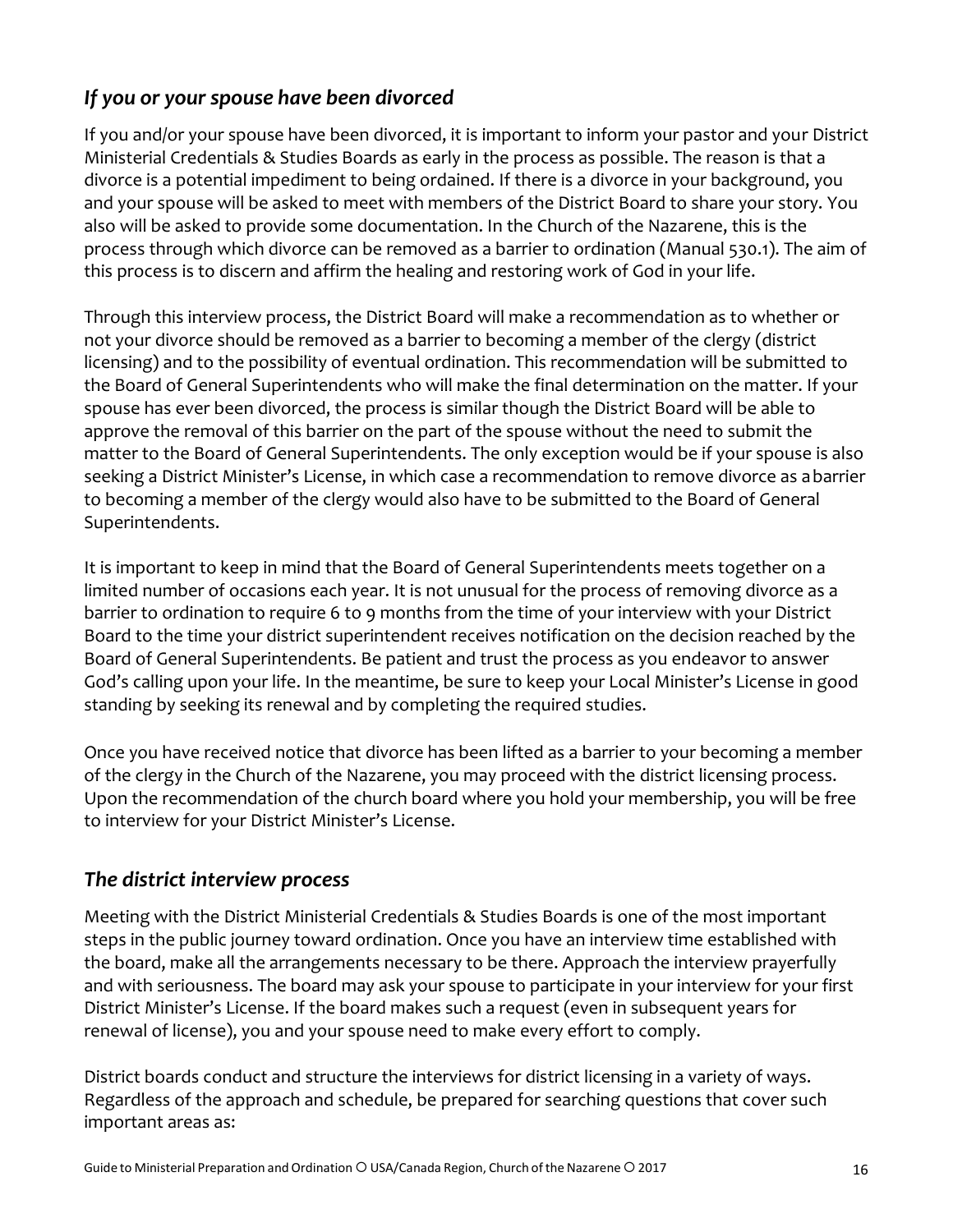### *If you or your spouse have been divorced*

If you and/or your spouse have been divorced, it is important to inform your pastor and your District Ministerial Credentials & Studies Boards as early in the process as possible. The reason is that a divorce is a potential impediment to being ordained. If there is a divorce in your background, you and your spouse will be asked to meet with members of the District Board to share your story. You also will be asked to provide some documentation. In the Church of the Nazarene, this is the process through which divorce can be removed as a barrier to ordination (Manual 530.1). The aim of this process is to discern and affirm the healing and restoring work of God in your life.

Through this interview process, the District Board will make a recommendation as to whether or not your divorce should be removed as a barrier to becoming a member of the clergy (district licensing) and to the possibility of eventual ordination. This recommendation will be submitted to the Board of General Superintendents who will make the final determination on the matter. If your spouse has ever been divorced, the process is similar though the District Board will be able to approve the removal of this barrier on the part of the spouse without the need to submit the matter to the Board of General Superintendents. The only exception would be if your spouse is also seeking a District Minister's License, in which case a recommendation to remove divorce as a barrier to becoming a member of the clergy would also have to be submitted to the Board of General Superintendents.

It is important to keep in mind that the Board of General Superintendents meets together on a limited number of occasions each year. It is not unusual for the process of removing divorce as a barrier to ordination to require 6 to 9 months from the time of your interview with your District Board to the time your district superintendent receives notification on the decision reached by the Board of General Superintendents. Be patient and trust the process as you endeavor to answer God's calling upon your life. In the meantime, be sure to keep your Local Minister's License in good standing by seeking its renewal and by completing the required studies.

Once you have received notice that divorce has been lifted as a barrier to your becoming a member of the clergy in the Church of the Nazarene, you may proceed with the district licensing process. Upon the recommendation of the church board where you hold your membership, you will be free to interview for your District Minister's License.

### *The district interview process*

Meeting with the District Ministerial Credentials & Studies Boards is one of the most important steps in the public journey toward ordination. Once you have an interview time established with the board, make all the arrangements necessary to be there. Approach the interview prayerfully and with seriousness. The board may ask your spouse to participate in your interview for your first District Minister's License. If the board makes such a request (even in subsequent years for renewal of license), you and your spouse need to make every effort to comply.

District boards conduct and structure the interviews for district licensing in a variety of ways. Regardless of the approach and schedule, be prepared for searching questions that cover such important areas as: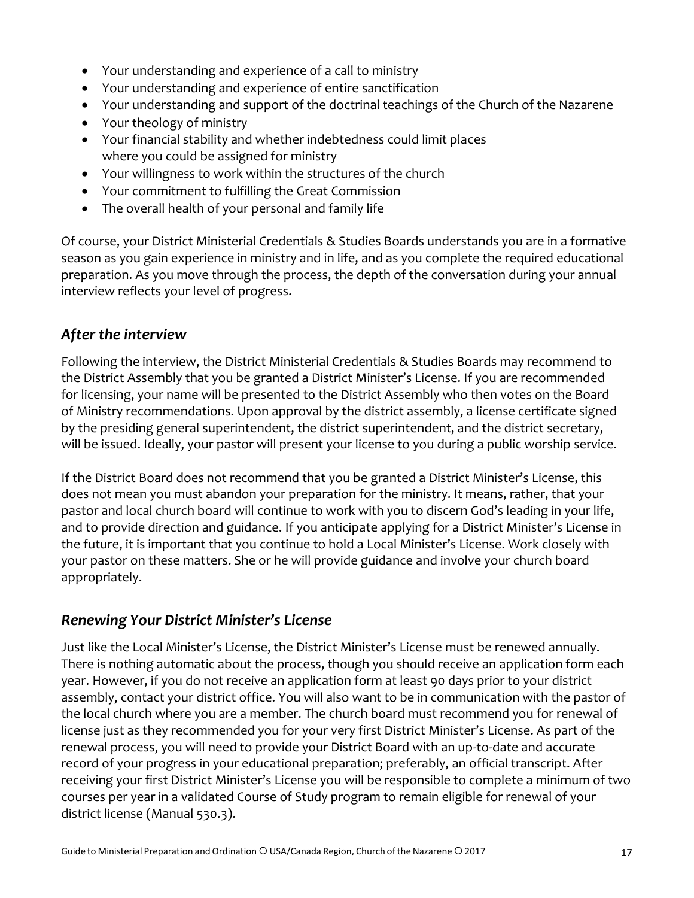- Your understanding and experience of a call to ministry
- Your understanding and experience of entire sanctification
- Your understanding and support of the doctrinal teachings of the Church of the Nazarene
- Your theology of ministry
- Your financial stability and whether indebtedness could limit places where you could be assigned for ministry
- Your willingness to work within the structures of the church
- Your commitment to fulfilling the Great Commission
- The overall health of your personal and family life

Of course, your District Ministerial Credentials & Studies Boards understands you are in a formative season as you gain experience in ministry and in life, and as you complete the required educational preparation. As you move through the process, the depth of the conversation during your annual interview reflects your level of progress.

## *After the interview*

Following the interview, the District Ministerial Credentials & Studies Boards may recommend to the District Assembly that you be granted a District Minister's License. If you are recommended for licensing, your name will be presented to the District Assembly who then votes on the Board of Ministry recommendations. Upon approval by the district assembly, a license certificate signed by the presiding general superintendent, the district superintendent, and the district secretary, will be issued. Ideally, your pastor will present your license to you during a public worship service.

If the District Board does not recommend that you be granted a District Minister's License, this does not mean you must abandon your preparation for the ministry. It means, rather, that your pastor and local church board will continue to work with you to discern God's leading in your life, and to provide direction and guidance. If you anticipate applying for a District Minister's License in the future, it is important that you continue to hold a Local Minister's License. Work closely with your pastor on these matters. She or he will provide guidance and involve your church board appropriately.

## *Renewing Your District Minister's License*

Just like the Local Minister's License, the District Minister's License must be renewed annually. There is nothing automatic about the process, though you should receive an application form each year. However, if you do not receive an application form at least 90 days prior to your district assembly, contact your district office. You will also want to be in communication with the pastor of the local church where you are a member. The church board must recommend you for renewal of license just as they recommended you for your very first District Minister's License. As part of the renewal process, you will need to provide your District Board with an up-to-date and accurate record of your progress in your educational preparation; preferably, an official transcript. After receiving your first District Minister's License you will be responsible to complete a minimum of two courses per year in a validated Course of Study program to remain eligible for renewal of your district license (Manual 530.3).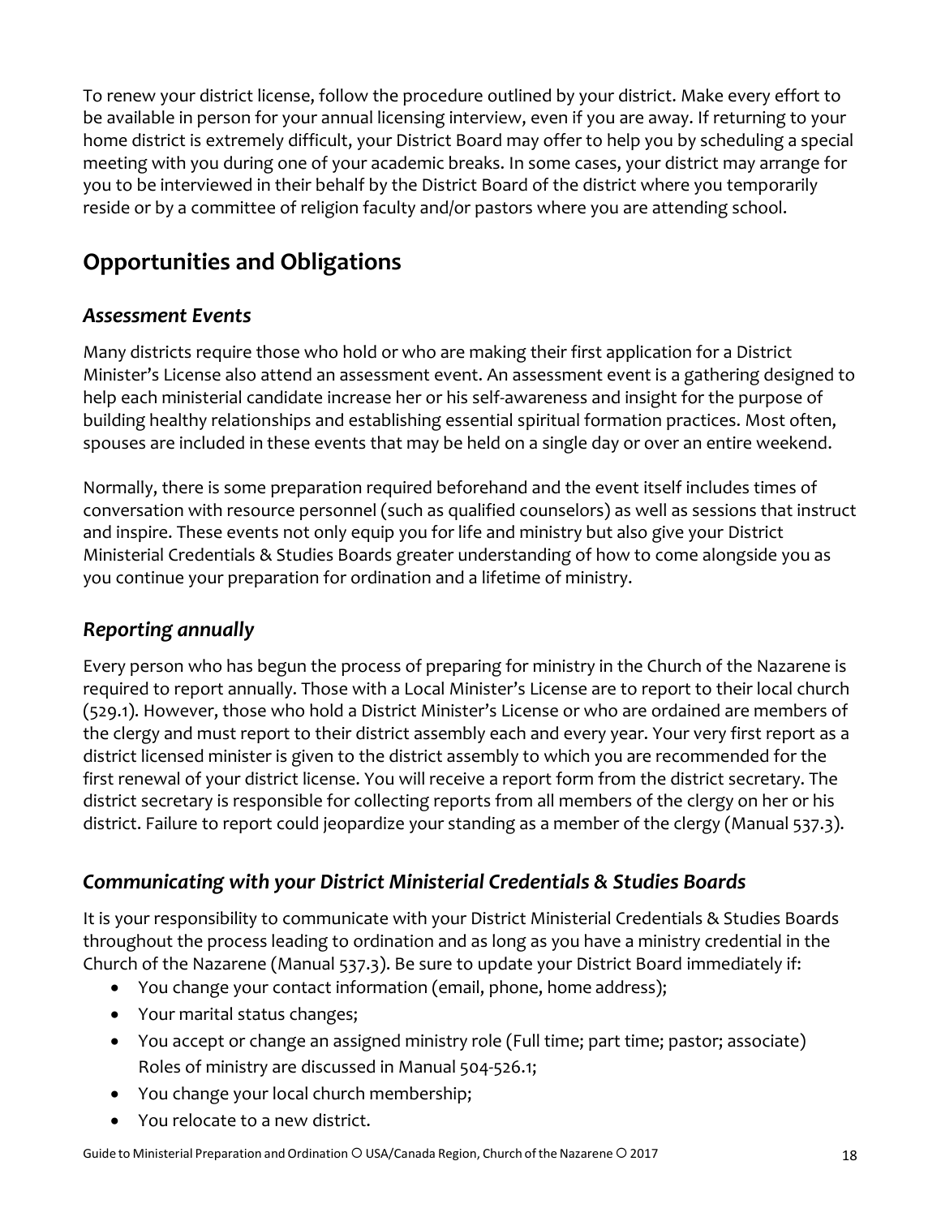To renew your district license, follow the procedure outlined by your district. Make every effort to be available in person for your annual licensing interview, even if you are away. If returning to your home district is extremely difficult, your District Board may offer to help you by scheduling a special meeting with you during one of your academic breaks. In some cases, your district may arrange for you to be interviewed in their behalf by the District Board of the district where you temporarily reside or by a committee of religion faculty and/or pastors where you are attending school.

## Opportunities and Obligations

### *Assessment Events*

Many districts require those who hold or who are making their first application for a District Minister's License also attend an assessment event. An assessment event is a gathering designed to help each ministerial candidate increase her or his self-awareness and insight for the purpose of building healthy relationships and establishing essential spiritual formation practices. Most often, spouses are included in these events that may be held on a single day or over an entire weekend.

Normally, there is some preparation required beforehand and the event itself includes times of conversation with resource personnel (such as qualified counselors) as well as sessions that instruct and inspire. These events not only equip you for life and ministry but also give your District Ministerial Credentials & Studies Boards greater understanding of how to come alongside you as you continue your preparation for ordination and a lifetime of ministry.

### *Reporting annually*

Every person who has begun the process of preparing for ministry in the Church of the Nazarene is required to report annually. Those with a Local Minister's License are to report to their local church (529.1). However, those who hold a District Minister's License or who are ordained are members of the clergy and must report to their district assembly each and every year. Your very first report as a district licensed minister is given to the district assembly to which you are recommended for the first renewal of your district license. You will receive a report form from the district secretary. The district secretary is responsible for collecting reports from all members of the clergy on her or his district. Failure to report could jeopardize your standing as a member of the clergy (Manual 537.3).

### *Communicating with your District Ministerial Credentials & Studies Boards*

It is your responsibility to communicate with your District Ministerial Credentials & Studies Boards throughout the process leading to ordination and as long as you have a ministry credential in the Church of the Nazarene (Manual 537.3). Be sure to update your District Board immediately if:

- You change your contact information (email, phone, home address);
- Your marital status changes;
- You accept or change an assigned ministry role (Full time; part time; pastor; associate) Roles of ministry are discussed in Manual 504-526.1;
- You change your local church membership;
- You relocate to a new district.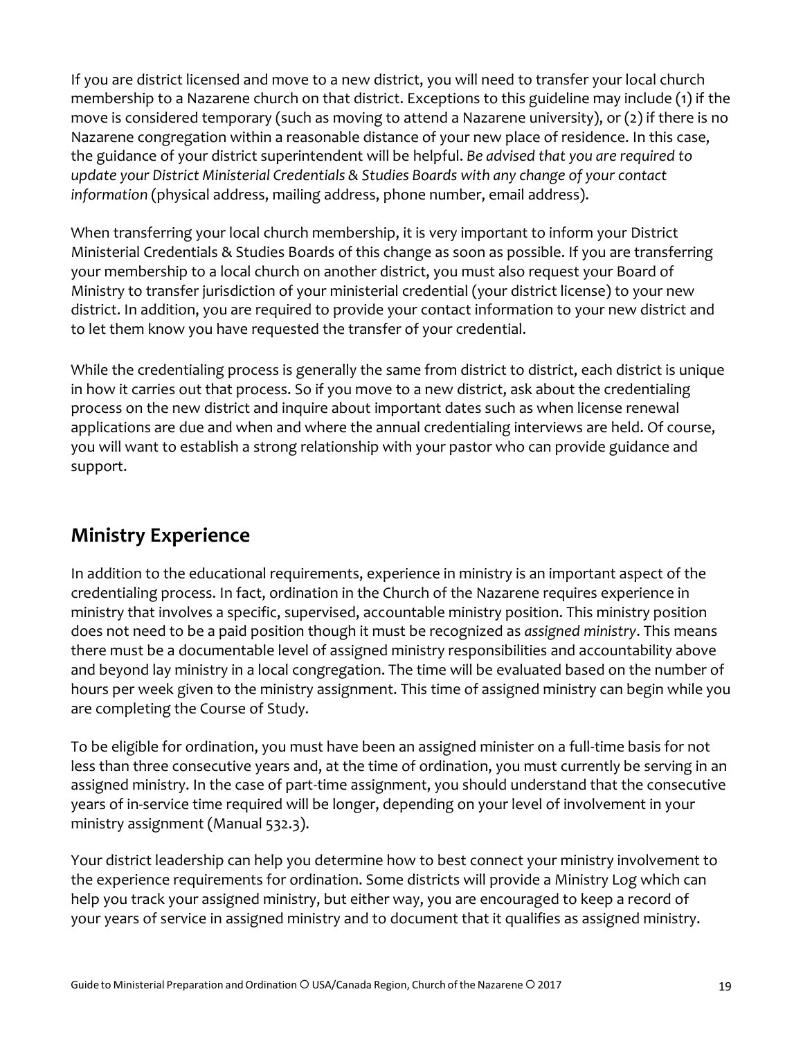If you are district licensed and move to a new district, you will need to transfer your local church membership to a Nazarene church on that district. Exceptions to this guideline may include (1) if the move is considered temporary (such as moving to attend a Nazarene university), or (2) if there is no Nazarene congregation within a reasonable distance of your new place of residence. In this case, the guidance of your district superintendent will be helpful. *Be advised that you are required to update your District Ministerial Credentials & Studies Boards with any change of your contact information* (physical address, mailing address, phone number, email address).

When transferring your local church membership, it is very important to inform your District Ministerial Credentials & Studies Boards of this change as soon as possible. If you are transferring your membership to a local church on another district, you must also request your Board of Ministry to transfer jurisdiction of your ministerial credential (your district license) to your new district. In addition, you are required to provide your contact information to your new district and to let them know you have requested the transfer of your credential.

While the credentialing process is generally the same from district to district, each district is unique in how it carries out that process. So if you move to a new district, ask about the credentialing process on the new district and inquire about important dates such as when license renewal applications are due and when and where the annual credentialing interviews are held. Of course, you will want to establish a strong relationship with your pastor who can provide guidance and support.

## Ministry Experience

In addition to the educational requirements, experience in ministry is an important aspect of the credentialing process. In fact, ordination in the Church of the Nazarene requires experience in ministry that involves a specific, supervised, accountable ministry position. This ministry position does not need to be a paid position though it must be recognized as *assigned ministry*. This means there must be a documentable level of assigned ministry responsibilities and accountability above and beyond lay ministry in a local congregation. The time will be evaluated based on the number of hours per week given to the ministry assignment. This time of assigned ministry can begin while you are completing the Course of Study.

To be eligible for ordination, you must have been an assigned minister on a full-time basis for not less than three consecutive years and, at the time of ordination, you must currently be serving in an assigned ministry. In the case of part-time assignment, you should understand that the consecutive years of in-service time required will be longer, depending on your level of involvement in your ministry assignment (Manual 532.3).

Your district leadership can help you determine how to best connect your ministry involvement to the experience requirements for ordination. Some districts will provide a Ministry Log which can help you track your assigned ministry, but either way, you are encouraged to keep a record of your years of service in assigned ministry and to document that it qualifies as assigned ministry.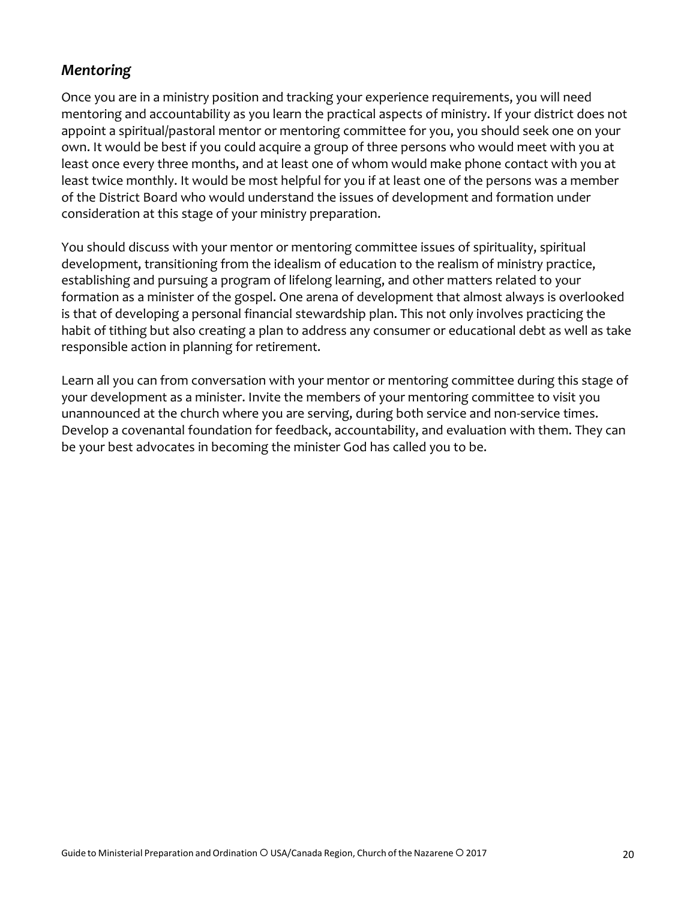## *Mentoring*

Once you are in a ministry position and tracking your experience requirements, you will need mentoring and accountability as you learn the practical aspects of ministry. If your district does not appoint a spiritual/pastoral mentor or mentoring committee for you, you should seek one on your own. It would be best if you could acquire a group of three persons who would meet with you at least once every three months, and at least one of whom would make phone contact with you at least twice monthly. It would be most helpful for you if at least one of the persons was a member of the District Board who would understand the issues of development and formation under consideration at this stage of your ministry preparation.

You should discuss with your mentor or mentoring committee issues of spirituality, spiritual development, transitioning from the idealism of education to the realism of ministry practice, establishing and pursuing a program of lifelong learning, and other matters related to your formation as a minister of the gospel. One arena of development that almost always is overlooked is that of developing a personal financial stewardship plan. This not only involves practicing the habit of tithing but also creating a plan to address any consumer or educational debt as well as take responsible action in planning for retirement.

Learn all you can from conversation with your mentor or mentoring committee during this stage of your development as a minister. Invite the members of your mentoring committee to visit you unannounced at the church where you are serving, during both service and non-service times. Develop a covenantal foundation for feedback, accountability, and evaluation with them. They can be your best advocates in becoming the minister God has called you to be.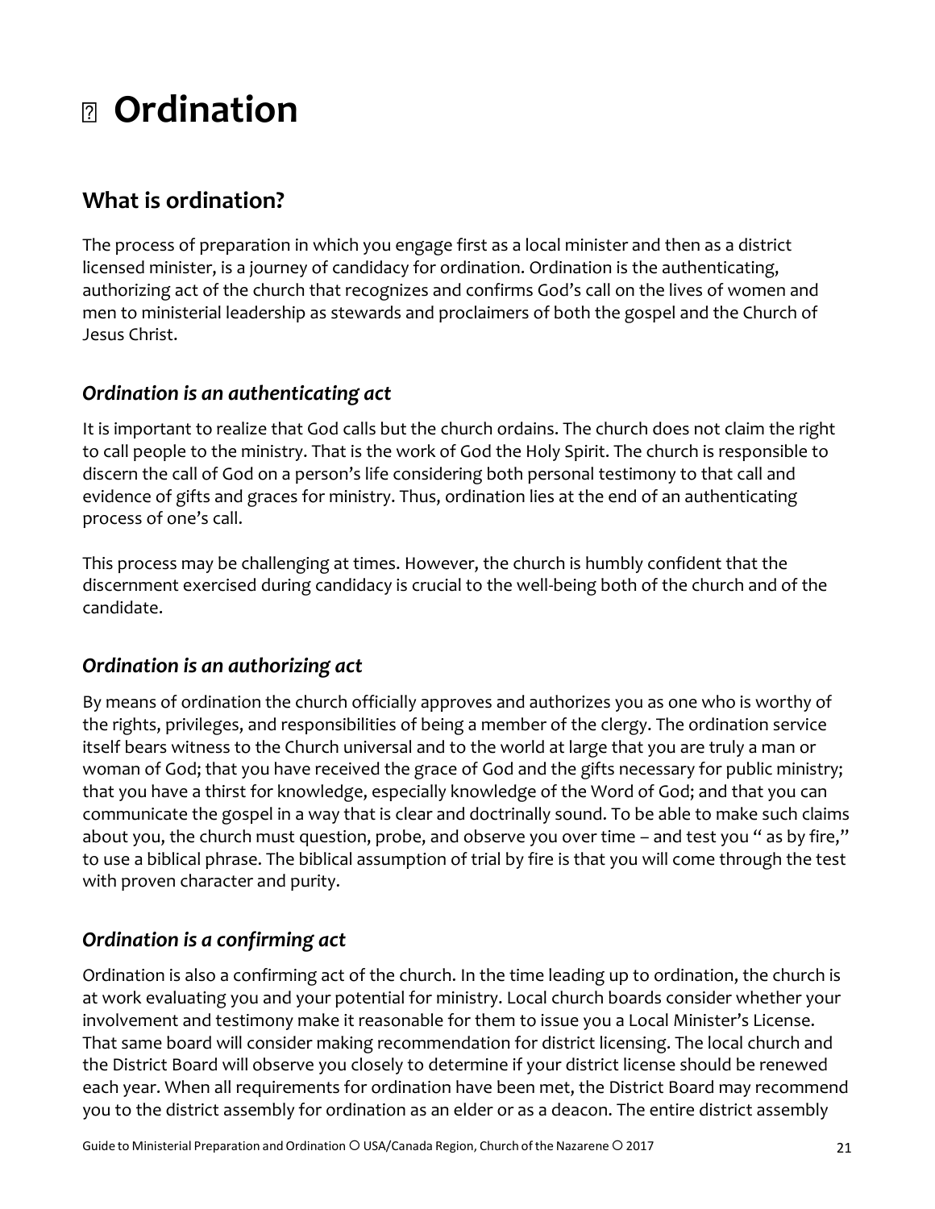# Ordination

## What is ordination?

The process of preparation in which you engage first as a local minister and then as a district licensed minister, is a journey of candidacy for ordination. Ordination is the authenticating, authorizing act of the church that recognizes and confirms God's call on the lives of women and men to ministerial leadership as stewards and proclaimers of both the gospel and the Church of Jesus Christ.

### *Ordination is an authenticating act*

It is important to realize that God calls but the church ordains. The church does not claim the right to call people to the ministry. That is the work of God the Holy Spirit. The church is responsible to discern the call of God on a person's life considering both personal testimony to that call and evidence of gifts and graces for ministry. Thus, ordination lies at the end of an authenticating process of one's call.

This process may be challenging at times. However, the church is humbly confident that the discernment exercised during candidacy is crucial to the well-being both of the church and of the candidate.

### *Ordination is an authorizing act*

By means of ordination the church officially approves and authorizes you as one who is worthy of the rights, privileges, and responsibilities of being a member of the clergy. The ordination service itself bears witness to the Church universal and to the world at large that you are truly a man or woman of God; that you have received the grace of God and the gifts necessary for public ministry; that you have a thirst for knowledge, especially knowledge of the Word of God; and that you can communicate the gospel in a way that is clear and doctrinally sound. To be able to make such claims about you, the church must question, probe, and observe you over time – and test you " as by fire," to use a biblical phrase. The biblical assumption of trial by fire is that you will come through the test with proven character and purity.

### *Ordination is a confirming act*

Ordination is also a confirming act of the church. In the time leading up to ordination, the church is at work evaluating you and your potential for ministry. Local church boards consider whether your involvement and testimony make it reasonable for them to issue you a Local Minister's License. That same board will consider making recommendation for district licensing. The local church and the District Board will observe you closely to determine if your district license should be renewed each year. When all requirements for ordination have been met, the District Board may recommend you to the district assembly for ordination as an elder or as a deacon. The entire district assembly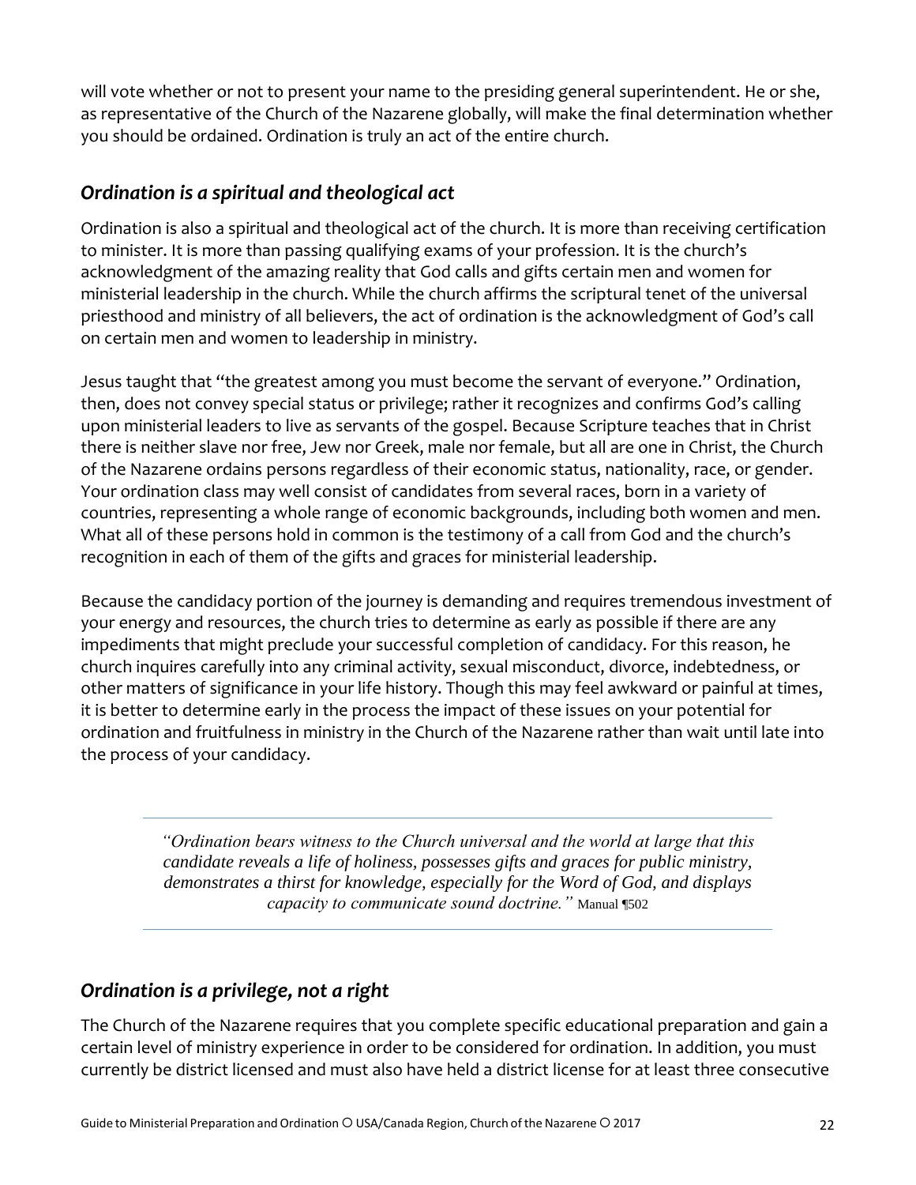will vote whether or not to present your name to the presiding general superintendent. He or she, as representative of the Church of the Nazarene globally, will make the final determination whether you should be ordained. Ordination is truly an act of the entire church.

## *Ordination is a spiritual and theological act*

Ordination is also a spiritual and theological act of the church. It is more than receiving certification to minister. It is more than passing qualifying exams of your profession. It is the church's acknowledgment of the amazing reality that God calls and gifts certain men and women for ministerial leadership in the church. While the church affirms the scriptural tenet of the universal priesthood and ministry of all believers, the act of ordination is the acknowledgment of God's call on certain men and women to leadership in ministry.

Jesus taught that "the greatest among you must become the servant of everyone." Ordination, then, does not convey special status or privilege; rather it recognizes and confirms God's calling upon ministerial leaders to live as servants of the gospel. Because Scripture teaches that in Christ there is neither slave nor free, Jew nor Greek, male nor female, but all are one in Christ, the Church of the Nazarene ordains persons regardless of their economic status, nationality, race, or gender. Your ordination class may well consist of candidates from several races, born in a variety of countries, representing a whole range of economic backgrounds, including both women and men. What all of these persons hold in common is the testimony of a call from God and the church's recognition in each of them of the gifts and graces for ministerial leadership.

Because the candidacy portion of the journey is demanding and requires tremendous investment of your energy and resources, the church tries to determine as early as possible if there are any impediments that might preclude your successful completion of candidacy. For this reason, he church inquires carefully into any criminal activity, sexual misconduct, divorce, indebtedness, or other matters of significance in your life history. Though this may feel awkward or painful at times, it is better to determine early in the process the impact of these issues on your potential for ordination and fruitfulness in ministry in the Church of the Nazarene rather than wait until late into the process of your candidacy.

---

> *"Ordination bears witness to the Church universal and the world at large that this candidate reveals a life of holiness, possesses gifts and graces for public ministry, demonstrates a thirst for knowledge, especially for the Word of God, and displays capacity to communicate sound doctrine."* Manual ¶502

---

## *Ordination is a privilege, not a right*

The Church of the Nazarene requires that you complete specific educational preparation and gain a certain level of ministry experience in order to be considered for ordination. In addition, you must currently be district licensed and must also have held a district license for at least three consecutive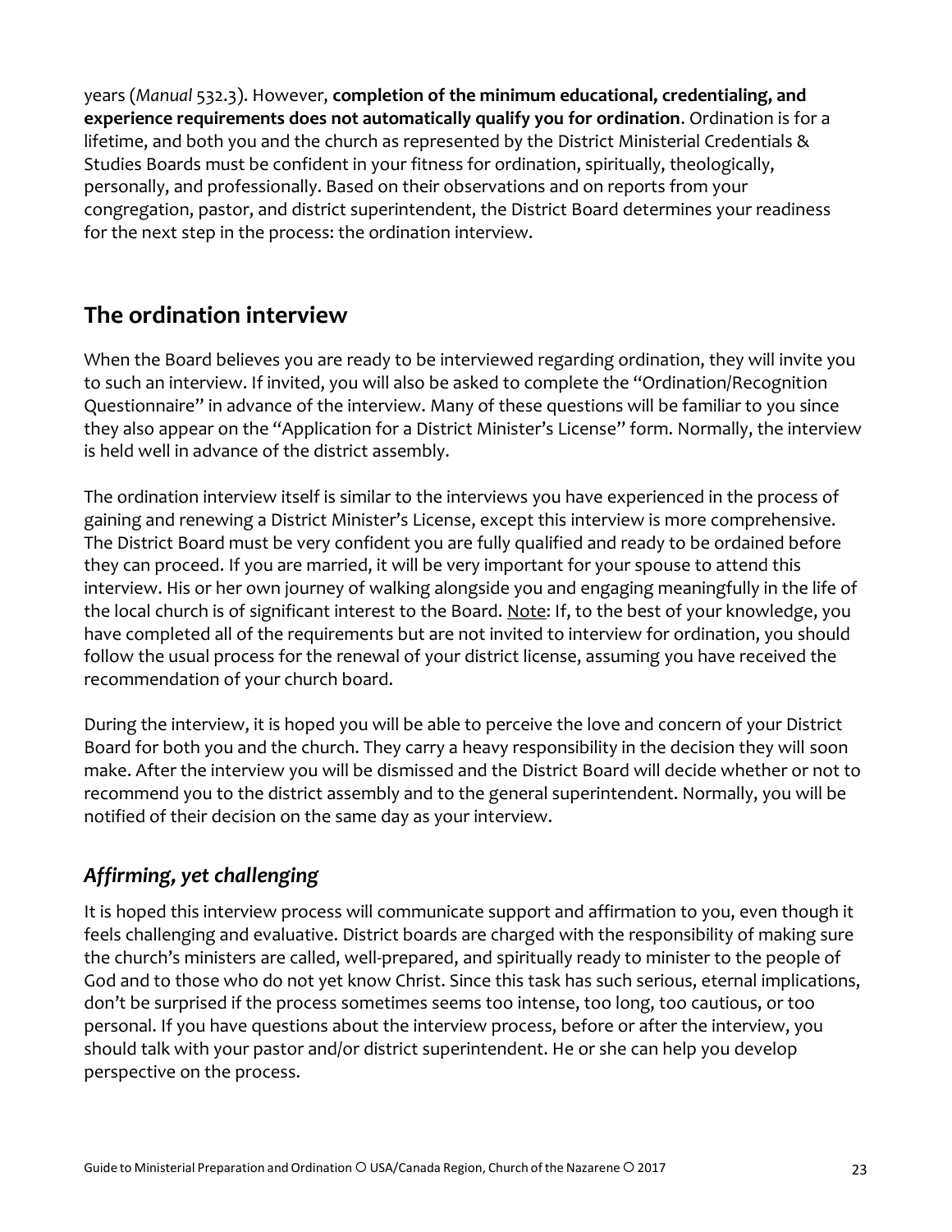years (*Manual* 532.3). However, **completion of the minimum educational, credentialing, and experience requirements does not automatically qualify you for ordination**. Ordination is for a lifetime, and both you and the church as represented by the District Ministerial Credentials & Studies Boards must be confident in your fitness for ordination, spiritually, theologically, personally, and professionally. Based on their observations and on reports from your congregation, pastor, and district superintendent, the District Board determines your readiness for the next step in the process: the ordination interview.

## The ordination interview

When the Board believes you are ready to be interviewed regarding ordination, they will invite you to such an interview. If invited, you will also be asked to complete the "Ordination/Recognition Questionnaire" in advance of the interview. Many of these questions will be familiar to you since they also appear on the "Application for a District Minister's License" form. Normally, the interview is held well in advance of the district assembly.

The ordination interview itself is similar to the interviews you have experienced in the process of gaining and renewing a District Minister's License, except this interview is more comprehensive. The District Board must be very confident you are fully qualified and ready to be ordained before they can proceed. If you are married, it will be very important for your spouse to attend this interview. His or her own journey of walking alongside you and engaging meaningfully in the life of the local church is of significant interest to the Board. <u>Note</u>: If, to the best of your knowledge, you have completed all of the requirements but are not invited to interview for ordination, you should follow the usual process for the renewal of your district license, assuming you have received the recommendation of your church board.

During the interview, it is hoped you will be able to perceive the love and concern of your District Board for both you and the church. They carry a heavy responsibility in the decision they will soon make. After the interview you will be dismissed and the District Board will decide whether or not to recommend you to the district assembly and to the general superintendent. Normally, you will be notified of their decision on the same day as your interview.

### *Affirming, yet challenging*

It is hoped this interview process will communicate support and affirmation to you, even though it feels challenging and evaluative. District boards are charged with the responsibility of making sure the church's ministers are called, well-prepared, and spiritually ready to minister to the people of God and to those who do not yet know Christ. Since this task has such serious, eternal implications, don't be surprised if the process sometimes seems too intense, too long, too cautious, or too personal. If you have questions about the interview process, before or after the interview, you should talk with your pastor and/or district superintendent. He or she can help you develop perspective on the process.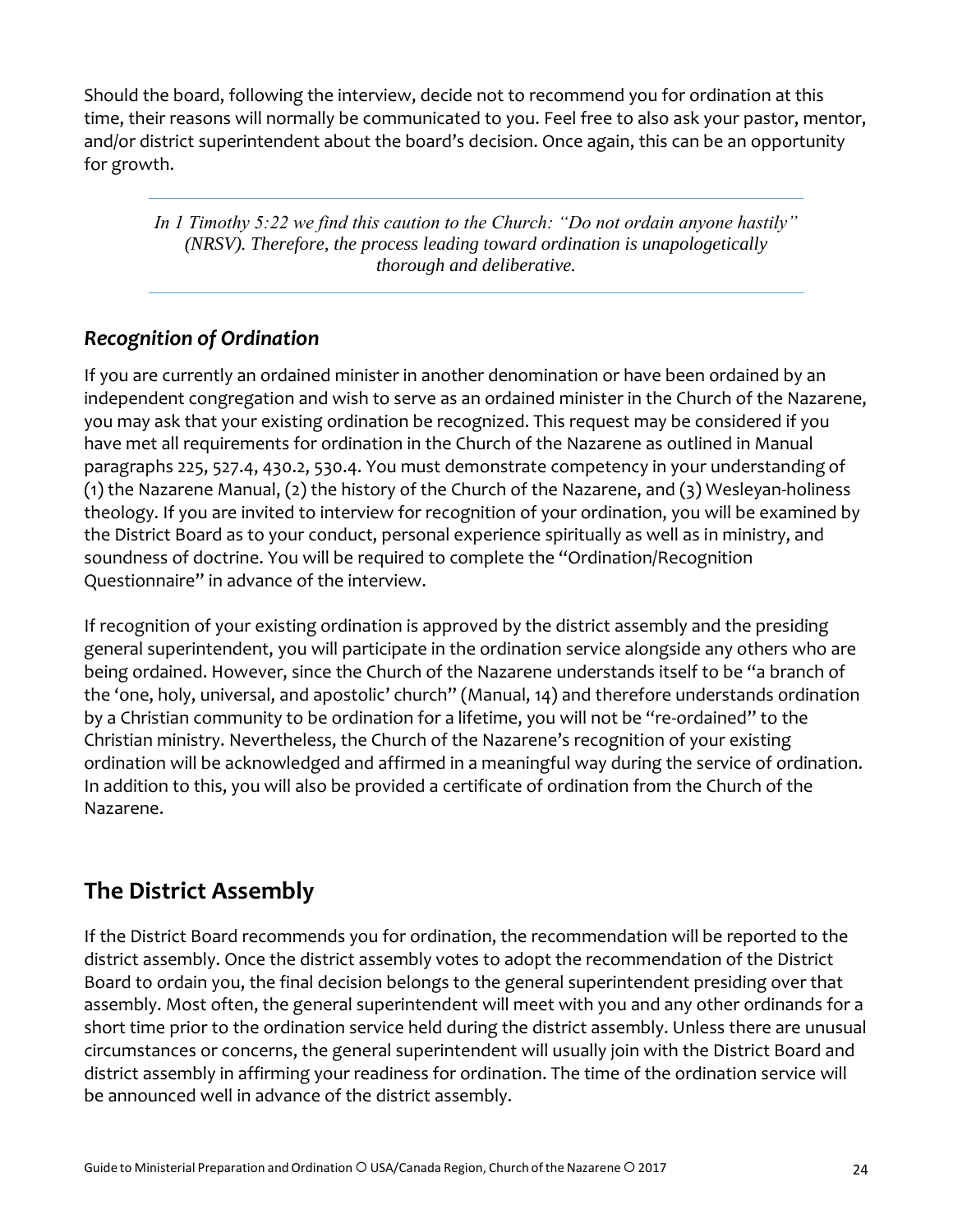Should the board, following the interview, decide not to recommend you for ordination at this time, their reasons will normally be communicated to you. Feel free to also ask your pastor, mentor, and/or district superintendent about the board's decision. Once again, this can be an opportunity for growth.

---

*In 1 Timothy 5:22 we find this caution to the Church: "Do not ordain anyone hastily" (NRSV). Therefore, the process leading toward ordination is unapologetically thorough and deliberative.*

---

### *Recognition of Ordination*

If you are currently an ordained minister in another denomination or have been ordained by an independent congregation and wish to serve as an ordained minister in the Church of the Nazarene, you may ask that your existing ordination be recognized. This request may be considered if you have met all requirements for ordination in the Church of the Nazarene as outlined in Manual paragraphs 225, 527.4, 430.2, 530.4. You must demonstrate competency in your understanding of (1) the Nazarene Manual, (2) the history of the Church of the Nazarene, and (3) Wesleyan-holiness theology. If you are invited to interview for recognition of your ordination, you will be examined by the District Board as to your conduct, personal experience spiritually as well as in ministry, and soundness of doctrine. You will be required to complete the "Ordination/Recognition Questionnaire" in advance of the interview.

If recognition of your existing ordination is approved by the district assembly and the presiding general superintendent, you will participate in the ordination service alongside any others who are being ordained. However, since the Church of the Nazarene understands itself to be "a branch of the 'one, holy, universal, and apostolic' church" (Manual, 14) and therefore understands ordination by a Christian community to be ordination for a lifetime, you will not be "re-ordained" to the Christian ministry. Nevertheless, the Church of the Nazarene's recognition of your existing ordination will be acknowledged and affirmed in a meaningful way during the service of ordination. In addition to this, you will also be provided a certificate of ordination from the Church of the Nazarene.

## The District Assembly

If the District Board recommends you for ordination, the recommendation will be reported to the district assembly. Once the district assembly votes to adopt the recommendation of the District Board to ordain you, the final decision belongs to the general superintendent presiding over that assembly. Most often, the general superintendent will meet with you and any other ordinands for a short time prior to the ordination service held during the district assembly. Unless there are unusual circumstances or concerns, the general superintendent will usually join with the District Board and district assembly in affirming your readiness for ordination. The time of the ordination service will be announced well in advance of the district assembly.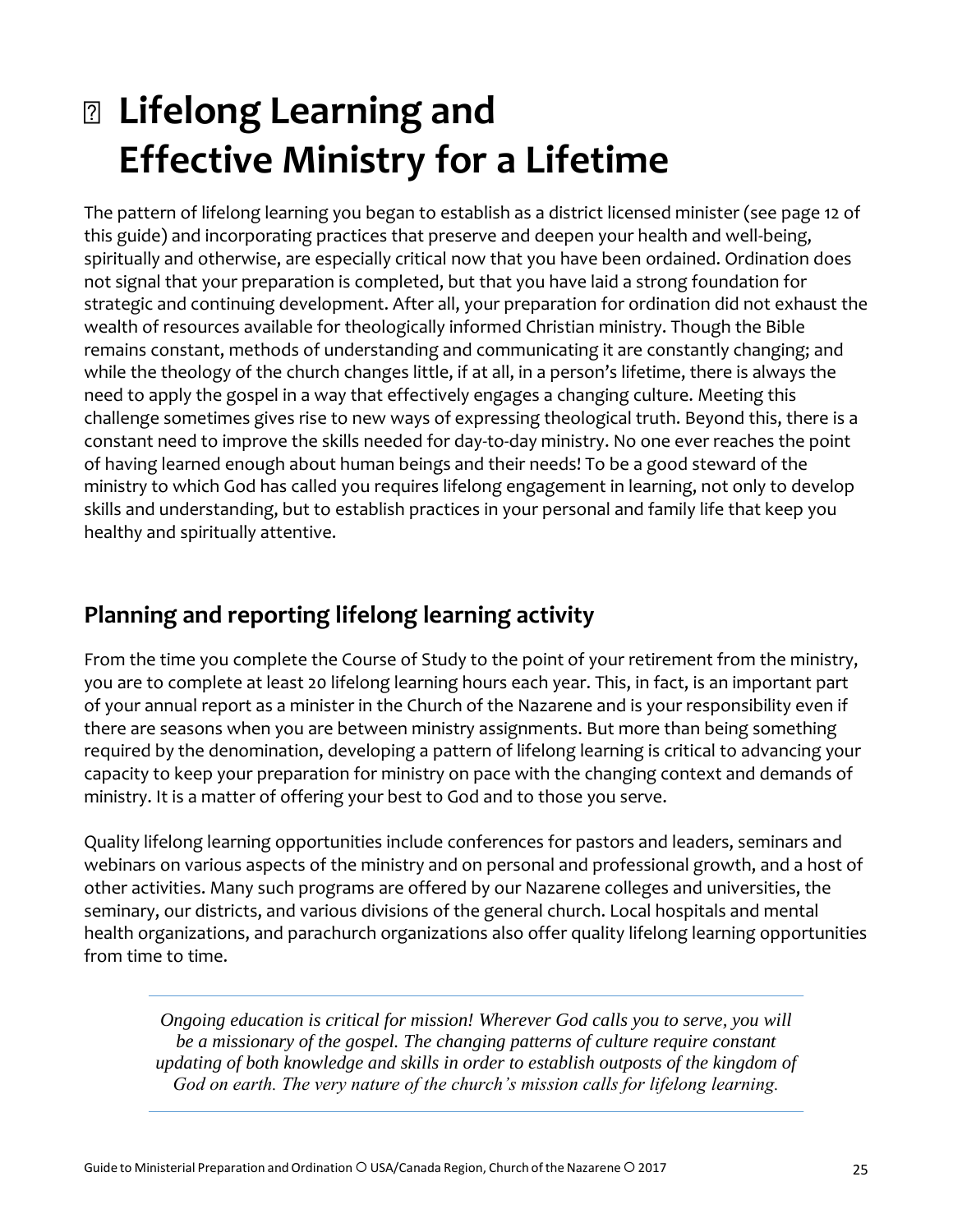# Lifelong Learning and Effective Ministry for a Lifetime

The pattern of lifelong learning you began to establish as a district licensed minister (see page 12 of this guide) and incorporating practices that preserve and deepen your health and well-being, spiritually and otherwise, are especially critical now that you have been ordained. Ordination does not signal that your preparation is completed, but that you have laid a strong foundation for strategic and continuing development. After all, your preparation for ordination did not exhaust the wealth of resources available for theologically informed Christian ministry. Though the Bible remains constant, methods of understanding and communicating it are constantly changing; and while the theology of the church changes little, if at all, in a person's lifetime, there is always the need to apply the gospel in a way that effectively engages a changing culture. Meeting this challenge sometimes gives rise to new ways of expressing theological truth. Beyond this, there is a constant need to improve the skills needed for day-to-day ministry. No one ever reaches the point of having learned enough about human beings and their needs! To be a good steward of the ministry to which God has called you requires lifelong engagement in learning, not only to develop skills and understanding, but to establish practices in your personal and family life that keep you healthy and spiritually attentive.

## Planning and reporting lifelong learning activity

From the time you complete the Course of Study to the point of your retirement from the ministry, you are to complete at least 20 lifelong learning hours each year. This, in fact, is an important part of your annual report as a minister in the Church of the Nazarene and is your responsibility even if there are seasons when you are between ministry assignments. But more than being something required by the denomination, developing a pattern of lifelong learning is critical to advancing your capacity to keep your preparation for ministry on pace with the changing context and demands of ministry. It is a matter of offering your best to God and to those you serve.

Quality lifelong learning opportunities include conferences for pastors and leaders, seminars and webinars on various aspects of the ministry and on personal and professional growth, and a host of other activities. Many such programs are offered by our Nazarene colleges and universities, the seminary, our districts, and various divisions of the general church. Local hospitals and mental health organizations, and parachurch organizations also offer quality lifelong learning opportunities from time to time.

---

*Ongoing education is critical for mission! Wherever God calls you to serve, you will be a missionary of the gospel. The changing patterns of culture require constant updating of both knowledge and skills in order to establish outposts of the kingdom of God on earth. The very nature of the church's mission calls for lifelong learning.*

---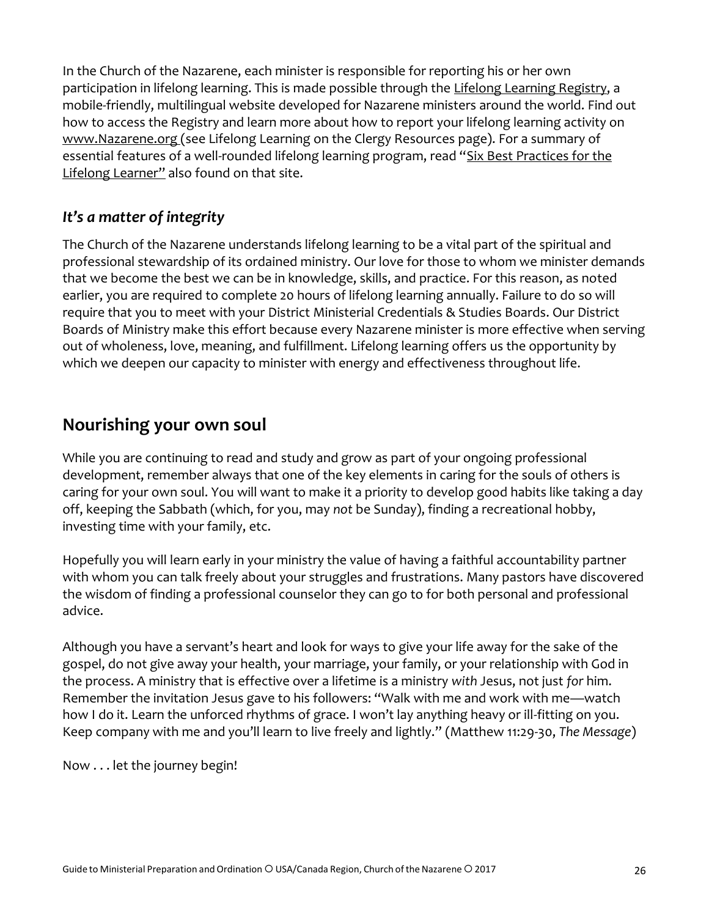In the Church of the Nazarene, each minister is responsible for reporting his or her own participation in lifelong learning. This is made possible through the Lifelong Learning Registry, a mobile-friendly, multilingual website developed for Nazarene ministers around the world. Find out how to access the Registry and learn more about how to report your lifelong learning activity on www.Nazarene.org (see Lifelong Learning on the Clergy Resources page). For a summary of essential features of a well-rounded lifelong learning program, read "Six Best Practices for the Lifelong Learner" also found on that site.

### *It's a matter of integrity*

The Church of the Nazarene understands lifelong learning to be a vital part of the spiritual and professional stewardship of its ordained ministry. Our love for those to whom we minister demands that we become the best we can be in knowledge, skills, and practice. For this reason, as noted earlier, you are required to complete 20 hours of lifelong learning annually. Failure to do so will require that you to meet with your District Ministerial Credentials & Studies Boards. Our District Boards of Ministry make this effort because every Nazarene minister is more effective when serving out of wholeness, love, meaning, and fulfillment. Lifelong learning offers us the opportunity by which we deepen our capacity to minister with energy and effectiveness throughout life.

## Nourishing your own soul

While you are continuing to read and study and grow as part of your ongoing professional development, remember always that one of the key elements in caring for the souls of others is caring for your own soul. You will want to make it a priority to develop good habits like taking a day off, keeping the Sabbath (which, for you, may *not* be Sunday), finding a recreational hobby, investing time with your family, etc.

Hopefully you will learn early in your ministry the value of having a faithful accountability partner with whom you can talk freely about your struggles and frustrations. Many pastors have discovered the wisdom of finding a professional counselor they can go to for both personal and professional advice.

Although you have a servant's heart and look for ways to give your life away for the sake of the gospel, do not give away your health, your marriage, your family, or your relationship with God in the process. A ministry that is effective over a lifetime is a ministry *with* Jesus, not just *for* him. Remember the invitation Jesus gave to his followers: "Walk with me and work with me—watch how I do it. Learn the unforced rhythms of grace. I won't lay anything heavy or ill-fitting on you. Keep company with me and you'll learn to live freely and lightly." (Matthew 11:29-30, *The Message*)

Now . . . let the journey begin!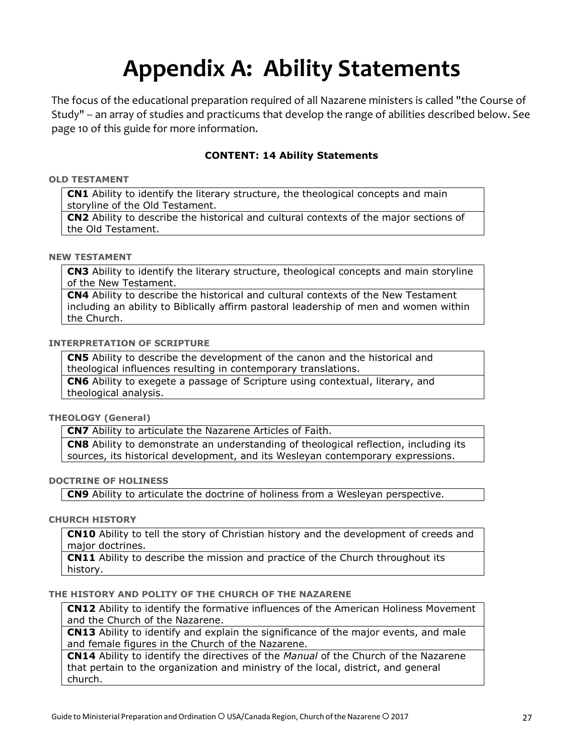# Appendix A: Ability Statements

The focus of the educational preparation required of all Nazarene ministers is called "the Course of Study" -- an array of studies and practicums that develop the range of abilities described below. See page 10 of this guide for more information.

### CONTENT: 14 Ability Statements

**OLD TESTAMENT**

| |
|---|
| **CN1** Ability to identify the literary structure, the theological concepts and main storyline of the Old Testament. |
| **CN2** Ability to describe the historical and cultural contexts of the major sections of the Old Testament. |

**NEW TESTAMENT**

| |
|---|
| **CN3** Ability to identify the literary structure, theological concepts and main storyline of the New Testament. |
| **CN4** Ability to describe the historical and cultural contexts of the New Testament including an ability to Biblically affirm pastoral leadership of men and women within the Church. |

**INTERPRETATION OF SCRIPTURE**

| |
|---|
| **CN5** Ability to describe the development of the canon and the historical and theological influences resulting in contemporary translations. |
| **CN6** Ability to exegete a passage of Scripture using contextual, literary, and theological analysis. |

**THEOLOGY (General)**

| |
|---|
| **CN7** Ability to articulate the Nazarene Articles of Faith. |
| **CN8** Ability to demonstrate an understanding of theological reflection, including its sources, its historical development, and its Wesleyan contemporary expressions. |

**DOCTRINE OF HOLINESS**

| |
|---|
| **CN9** Ability to articulate the doctrine of holiness from a Wesleyan perspective. |

**CHURCH HISTORY**

| |
|---|
| **CN10** Ability to tell the story of Christian history and the development of creeds and major doctrines. |
| **CN11** Ability to describe the mission and practice of the Church throughout its history. |

**THE HISTORY AND POLITY OF THE CHURCH OF THE NAZARENE**

| |
|---|
| **CN12** Ability to identify the formative influences of the American Holiness Movement and the Church of the Nazarene. |
| **CN13** Ability to identify and explain the significance of the major events, and male and female figures in the Church of the Nazarene. |
| **CN14** Ability to identify the directives of the *Manual* of the Church of the Nazarene that pertain to the organization and ministry of the local, district, and general church. |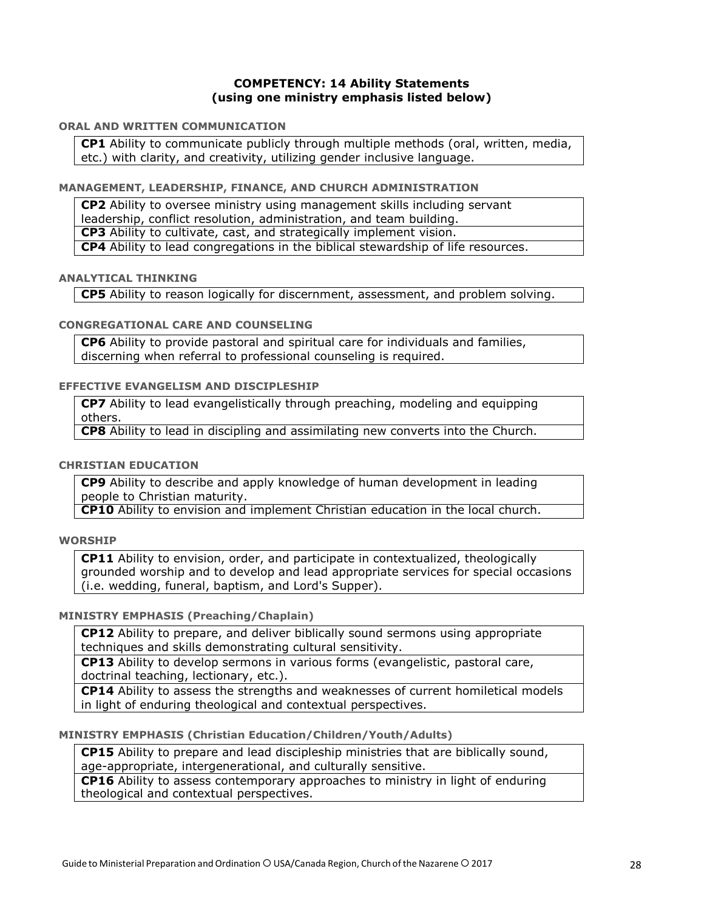## COMPETENCY: 14 Ability Statements (using one ministry emphasis listed below)

### ORAL AND WRITTEN COMMUNICATION

| |
|---|
| **CP1** Ability to communicate publicly through multiple methods (oral, written, media, etc.) with clarity, and creativity, utilizing gender inclusive language. |

### MANAGEMENT, LEADERSHIP, FINANCE, AND CHURCH ADMINISTRATION

| |
|---|
| **CP2** Ability to oversee ministry using management skills including servant leadership, conflict resolution, administration, and team building. |
| **CP3** Ability to cultivate, cast, and strategically implement vision. |
| **CP4** Ability to lead congregations in the biblical stewardship of life resources. |

### ANALYTICAL THINKING

| |
|---|
| **CP5** Ability to reason logically for discernment, assessment, and problem solving. |

### CONGREGATIONAL CARE AND COUNSELING

| |
|---|
| **CP6** Ability to provide pastoral and spiritual care for individuals and families, discerning when referral to professional counseling is required. |

### EFFECTIVE EVANGELISM AND DISCIPLESHIP

| |
|---|
| **CP7** Ability to lead evangelistically through preaching, modeling and equipping others. |
| **CP8** Ability to lead in discipling and assimilating new converts into the Church. |

### CHRISTIAN EDUCATION

| |
|---|
| **CP9** Ability to describe and apply knowledge of human development in leading people to Christian maturity. |
| **CP10** Ability to envision and implement Christian education in the local church. |

### WORSHIP

| |
|---|
| **CP11** Ability to envision, order, and participate in contextualized, theologically grounded worship and to develop and lead appropriate services for special occasions (i.e. wedding, funeral, baptism, and Lord's Supper). |

### MINISTRY EMPHASIS (Preaching/Chaplain)

| |
|---|
| **CP12** Ability to prepare, and deliver biblically sound sermons using appropriate techniques and skills demonstrating cultural sensitivity. |
| **CP13** Ability to develop sermons in various forms (evangelistic, pastoral care, doctrinal teaching, lectionary, etc.). |
| **CP14** Ability to assess the strengths and weaknesses of current homiletical models in light of enduring theological and contextual perspectives. |

### MINISTRY EMPHASIS (Christian Education/Children/Youth/Adults)

| |
|---|
| **CP15** Ability to prepare and lead discipleship ministries that are biblically sound, age-appropriate, intergenerational, and culturally sensitive. |
| **CP16** Ability to assess contemporary approaches to ministry in light of enduring theological and contextual perspectives. |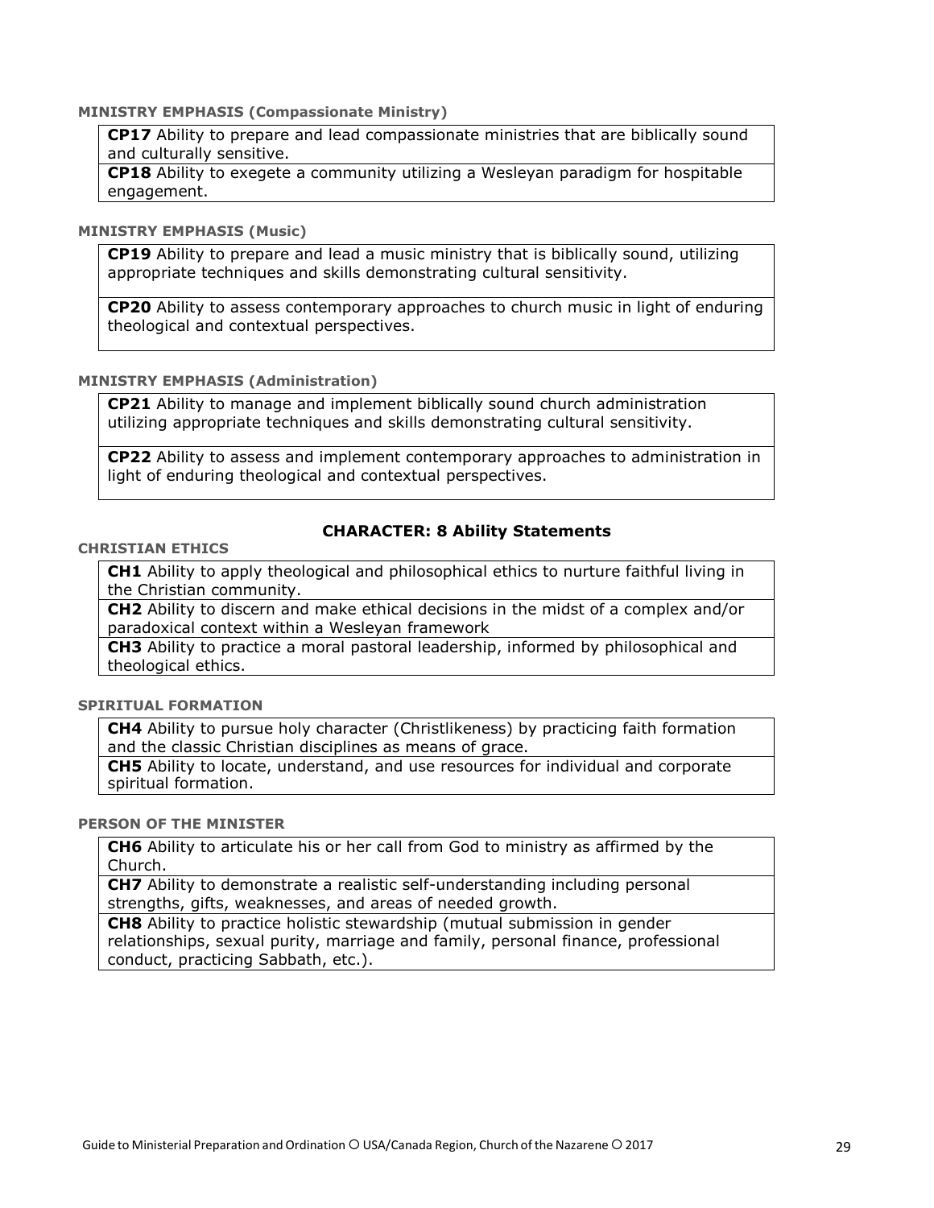**MINISTRY EMPHASIS (Compassionate Ministry)**

| |
|---|
| **CP17** Ability to prepare and lead compassionate ministries that are biblically sound and culturally sensitive. |
| **CP18** Ability to exegete a community utilizing a Wesleyan paradigm for hospitable engagement. |

**MINISTRY EMPHASIS (Music)**

| |
|---|
| **CP19** Ability to prepare and lead a music ministry that is biblically sound, utilizing appropriate techniques and skills demonstrating cultural sensitivity. |
| **CP20** Ability to assess contemporary approaches to church music in light of enduring theological and contextual perspectives. |

**MINISTRY EMPHASIS (Administration)**

| |
|---|
| **CP21** Ability to manage and implement biblically sound church administration utilizing appropriate techniques and skills demonstrating cultural sensitivity. |
| **CP22** Ability to assess and implement contemporary approaches to administration in light of enduring theological and contextual perspectives. |

## CHARACTER: 8 Ability Statements

**CHRISTIAN ETHICS**

| |
|---|
| **CH1** Ability to apply theological and philosophical ethics to nurture faithful living in the Christian community. |
| **CH2** Ability to discern and make ethical decisions in the midst of a complex and/or paradoxical context within a Wesleyan framework |
| **CH3** Ability to practice a moral pastoral leadership, informed by philosophical and theological ethics. |

**SPIRITUAL FORMATION**

| |
|---|
| **CH4** Ability to pursue holy character (Christlikeness) by practicing faith formation and the classic Christian disciplines as means of grace. |
| **CH5** Ability to locate, understand, and use resources for individual and corporate spiritual formation. |

**PERSON OF THE MINISTER**

| |
|---|
| **CH6** Ability to articulate his or her call from God to ministry as affirmed by the Church. |
| **CH7** Ability to demonstrate a realistic self-understanding including personal strengths, gifts, weaknesses, and areas of needed growth. |
| **CH8** Ability to practice holistic stewardship (mutual submission in gender relationships, sexual purity, marriage and family, personal finance, professional conduct, practicing Sabbath, etc.). |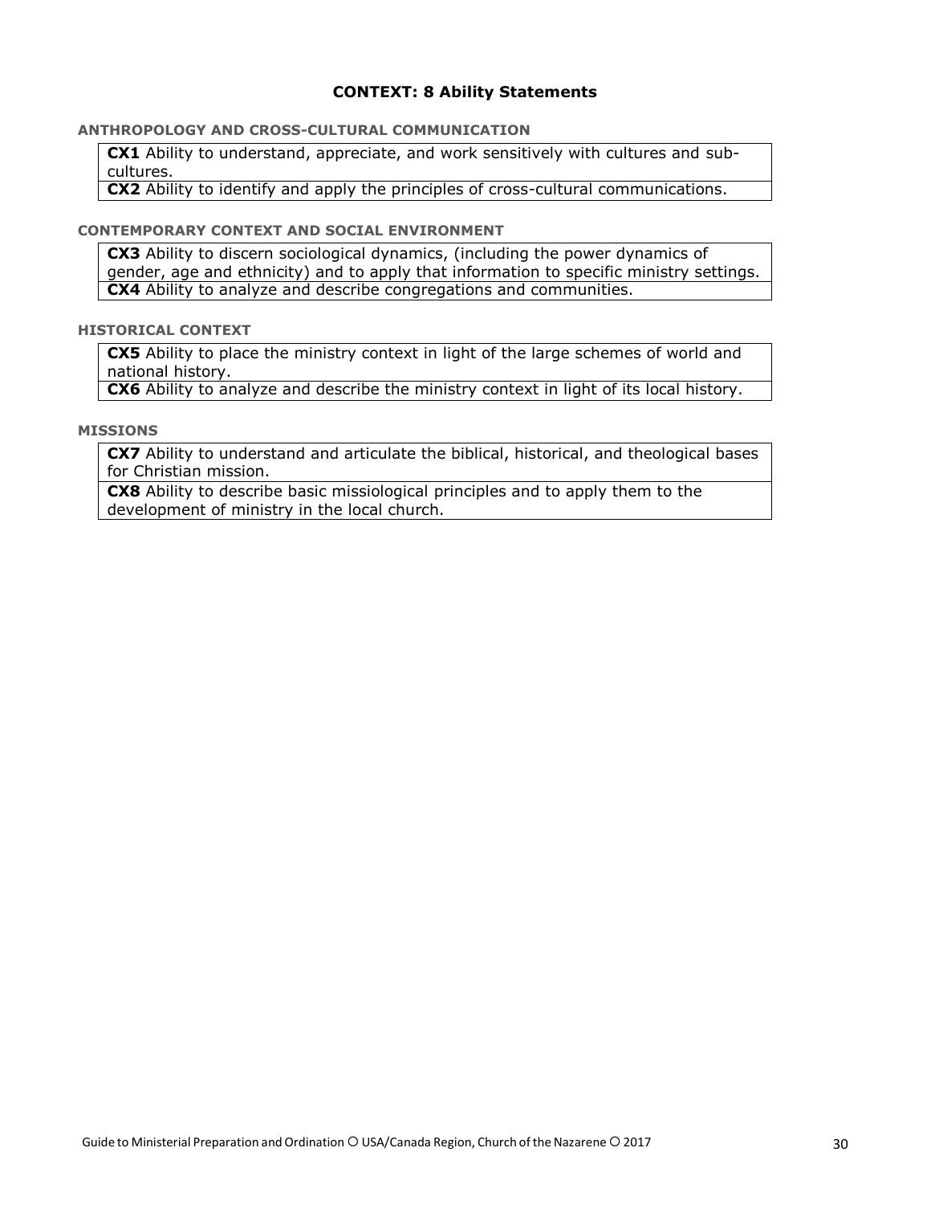## CONTEXT: 8 Ability Statements

### ANTHROPOLOGY AND CROSS-CULTURAL COMMUNICATION

**CX1** Ability to understand, appreciate, and work sensitively with cultures and sub-cultures.

**CX2** Ability to identify and apply the principles of cross-cultural communications.

### CONTEMPORARY CONTEXT AND SOCIAL ENVIRONMENT

**CX3** Ability to discern sociological dynamics, (including the power dynamics of gender, age and ethnicity) and to apply that information to specific ministry settings.

**CX4** Ability to analyze and describe congregations and communities.

### HISTORICAL CONTEXT

**CX5** Ability to place the ministry context in light of the large schemes of world and national history.

**CX6** Ability to analyze and describe the ministry context in light of its local history.

### MISSIONS

**CX7** Ability to understand and articulate the biblical, historical, and theological bases for Christian mission.

**CX8** Ability to describe basic missiological principles and to apply them to the development of ministry in the local church.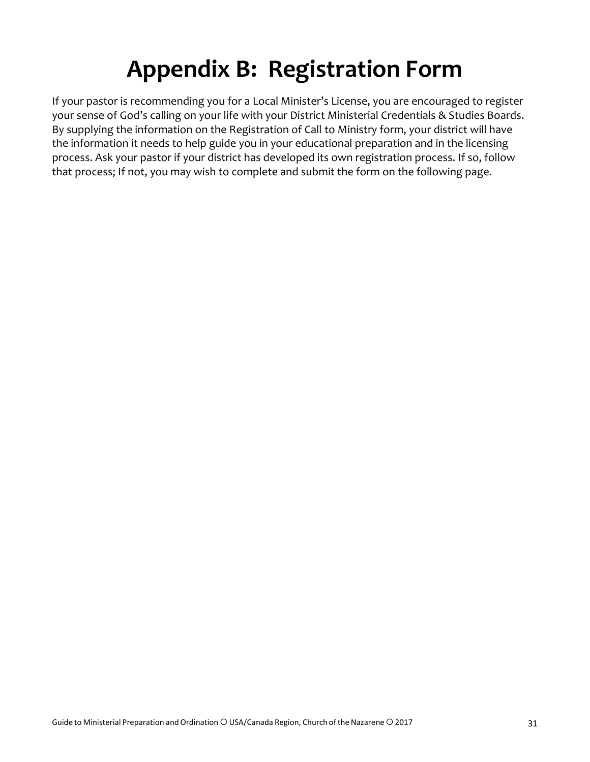# Appendix B: Registration Form

If your pastor is recommending you for a Local Minister's License, you are encouraged to register your sense of God's calling on your life with your District Ministerial Credentials & Studies Boards. By supplying the information on the Registration of Call to Ministry form, your district will have the information it needs to help guide you in your educational preparation and in the licensing process. Ask your pastor if your district has developed its own registration process. If so, follow that process; If not, you may wish to complete and submit the form on the following page.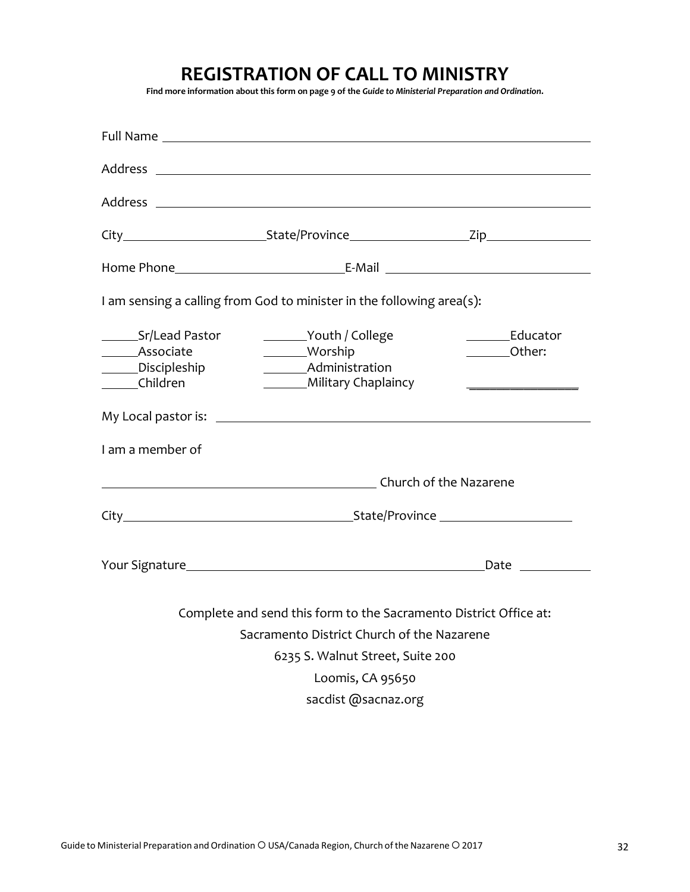# REGISTRATION OF CALL TO MINISTRY

**Find more information about this form on page 9 of the *Guide to Ministerial Preparation and Ordination*.**

Full Name ______________________________________________________________

Address ______________________________________________________________

Address ______________________________________________________________

City______________________ State/Province__________________ Zip________________

Home Phone__________________________ E-Mail ______________________________

I am sensing a calling from God to minister in the following area(s):

| | | |
|---|---|---|
| _____Sr/Lead Pastor | ______Youth / College | ______Educator |
| _____Associate | ______Worship | ______Other: |
| _____Discipleship | ______Administration | |
| _____Children | ______Military Chaplaincy | ________________ |

My Local pastor is: ______________________________________________________

I am a member of

__________________________________________ Church of the Nazarene

City__________________________________ State/Province ____________________

Your Signature______________________________________________ Date __________

Complete and send this form to the Sacramento District Office at:

Sacramento District Church of the Nazarene

6235 S. Walnut Street, Suite 200

Loomis, CA 95650

sacdist @sacnaz.org